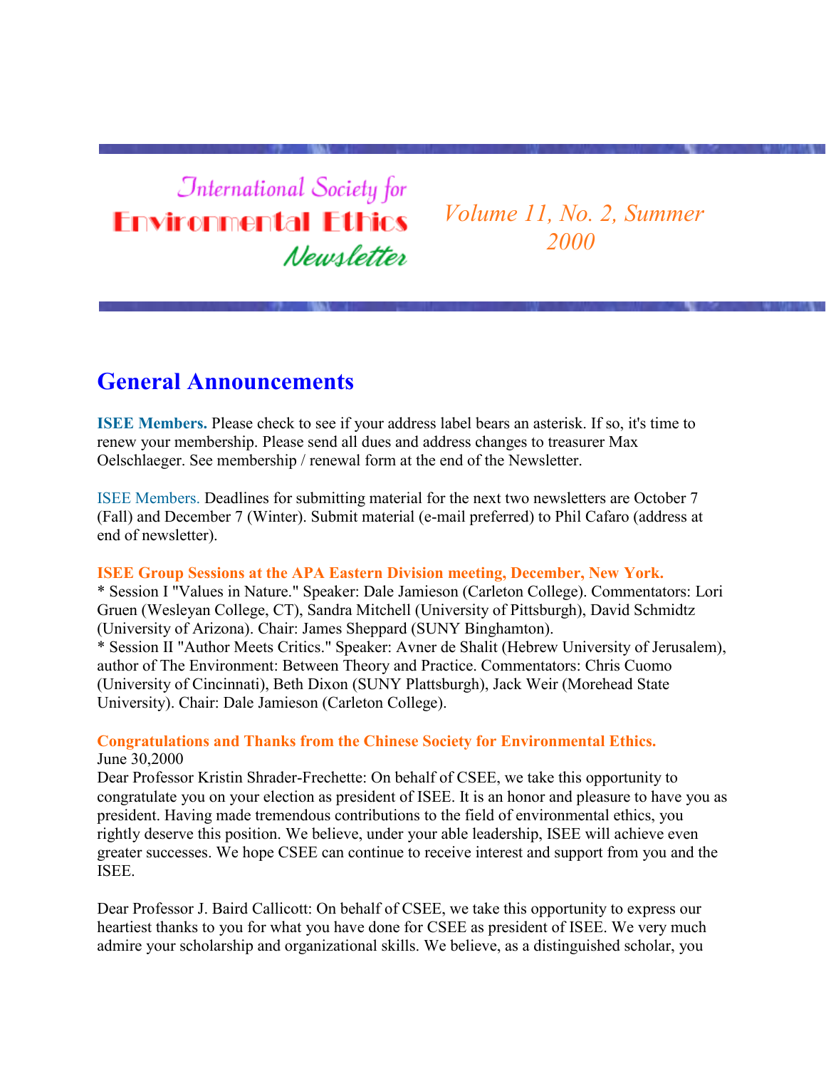# International Society for Environmental Ethics Newsletter

*Volume 11, No. 2, Summer 2000*

## General Announcements

**ISEE Members.** Please check to see if your address label bears an asterisk. If so, it's time to renew your membership. Please send all dues and address changes to treasurer Max Oelschlaeger. See membership / renewal form at the end of the Newsletter.

ISEE Members. Deadlines for submitting material for the next two newsletters are October 7 (Fall) and December 7 (Winter). Submit material (e-mail preferred) to Phil Cafaro (address at end of newsletter).

**ISEE Group Sessions at the APA Eastern Division meeting, December, New York.**
* Session I "Values in Nature." Speaker: Dale Jamieson (Carleton College). Commentators: Lori Gruen (Wesleyan College, CT), Sandra Mitchell (University of Pittsburgh), David Schmidtz (University of Arizona). Chair: James Sheppard (SUNY Binghamton).
* Session II "Author Meets Critics." Speaker: Avner de Shalit (Hebrew University of Jerusalem), author of The Environment: Between Theory and Practice. Commentators: Chris Cuomo (University of Cincinnati), Beth Dixon (SUNY Plattsburgh), Jack Weir (Morehead State University). Chair: Dale Jamieson (Carleton College).

**Congratulations and Thanks from the Chinese Society for Environmental Ethics.**
June 30,2000
Dear Professor Kristin Shrader-Frechette: On behalf of CSEE, we take this opportunity to congratulate you on your election as president of ISEE. It is an honor and pleasure to have you as president. Having made tremendous contributions to the field of environmental ethics, you rightly deserve this position. We believe, under your able leadership, ISEE will achieve even greater successes. We hope CSEE can continue to receive interest and support from you and the ISEE.

Dear Professor J. Baird Callicott: On behalf of CSEE, we take this opportunity to express our heartiest thanks to you for what you have done for CSEE as president of ISEE. We very much admire your scholarship and organizational skills. We believe, as a distinguished scholar, you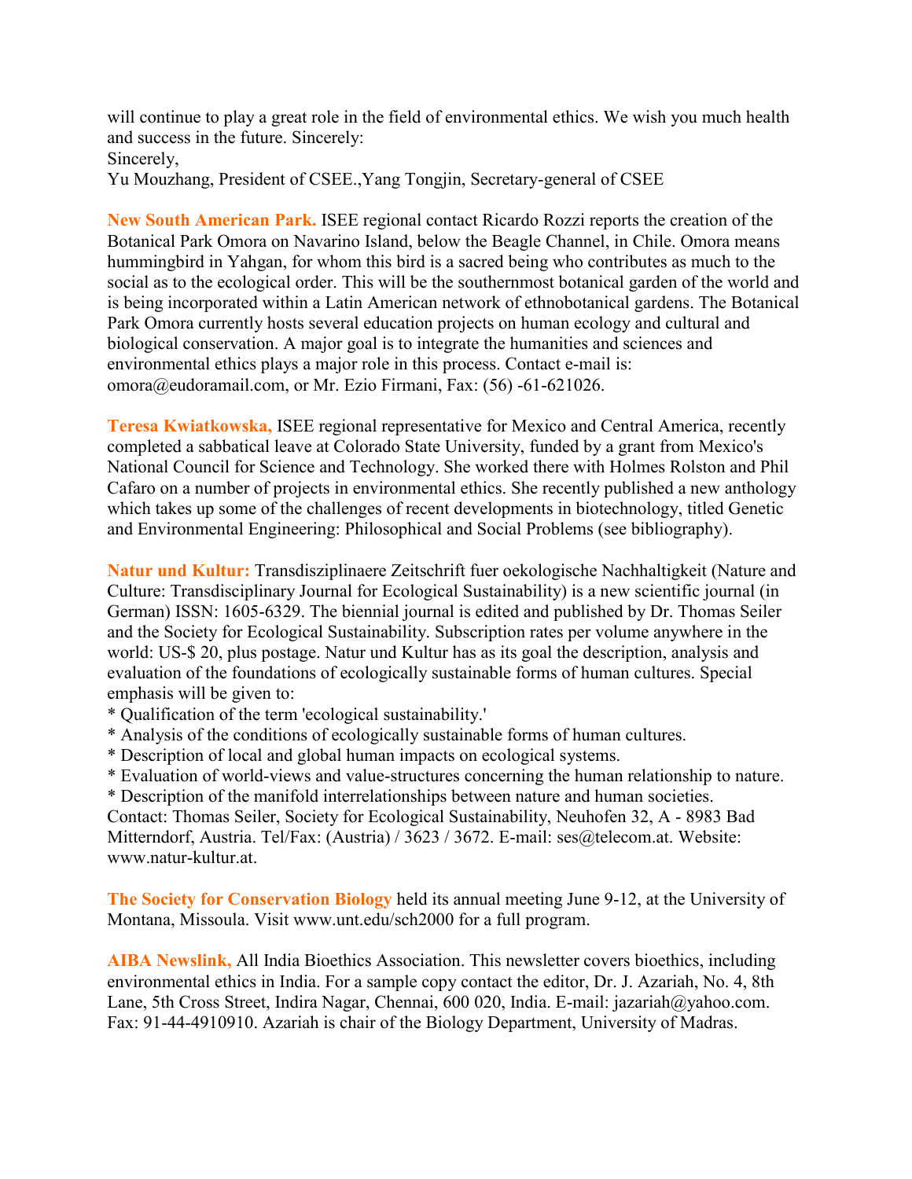will continue to play a great role in the field of environmental ethics. We wish you much health and success in the future. Sincerely:
Sincerely,
Yu Mouzhang, President of CSEE.,Yang Tongjin, Secretary-general of CSEE

**New South American Park.** ISEE regional contact Ricardo Rozzi reports the creation of the Botanical Park Omora on Navarino Island, below the Beagle Channel, in Chile. Omora means hummingbird in Yahgan, for whom this bird is a sacred being who contributes as much to the social as to the ecological order. This will be the southernmost botanical garden of the world and is being incorporated within a Latin American network of ethnobotanical gardens. The Botanical Park Omora currently hosts several education projects on human ecology and cultural and biological conservation. A major goal is to integrate the humanities and sciences and environmental ethics plays a major role in this process. Contact e-mail is: omora@eudoramail.com, or Mr. Ezio Firmani, Fax: (56) -61-621026.

**Teresa Kwiatkowska,** ISEE regional representative for Mexico and Central America, recently completed a sabbatical leave at Colorado State University, funded by a grant from Mexico's National Council for Science and Technology. She worked there with Holmes Rolston and Phil Cafaro on a number of projects in environmental ethics. She recently published a new anthology which takes up some of the challenges of recent developments in biotechnology, titled Genetic and Environmental Engineering: Philosophical and Social Problems (see bibliography).

**Natur und Kultur:** Transdisziplinaere Zeitschrift fuer oekologische Nachhaltigkeit (Nature and Culture: Transdisciplinary Journal for Ecological Sustainability) is a new scientific journal (in German) ISSN: 1605-6329. The biennial journal is edited and published by Dr. Thomas Seiler and the Society for Ecological Sustainability. Subscription rates per volume anywhere in the world: US-$ 20, plus postage. Natur und Kultur has as its goal the description, analysis and evaluation of the foundations of ecologically sustainable forms of human cultures. Special emphasis will be given to:

* Qualification of the term 'ecological sustainability.'
* Analysis of the conditions of ecologically sustainable forms of human cultures.
* Description of local and global human impacts on ecological systems.
* Evaluation of world-views and value-structures concerning the human relationship to nature.
* Description of the manifold interrelationships between nature and human societies.

Contact: Thomas Seiler, Society for Ecological Sustainability, Neuhofen 32, A - 8983 Bad Mitterndorf, Austria. Tel/Fax: (Austria) / 3623 / 3672. E-mail: ses@telecom.at. Website: www.natur-kultur.at.

**The Society for Conservation Biology** held its annual meeting June 9-12, at the University of Montana, Missoula. Visit www.unt.edu/scb2000 for a full program.

**AIBA Newslink,** All India Bioethics Association. This newsletter covers bioethics, including environmental ethics in India. For a sample copy contact the editor, Dr. J. Azariah, No. 4, 8th Lane, 5th Cross Street, Indira Nagar, Chennai, 600 020, India. E-mail: jazariah@yahoo.com. Fax: 91-44-4910910. Azariah is chair of the Biology Department, University of Madras.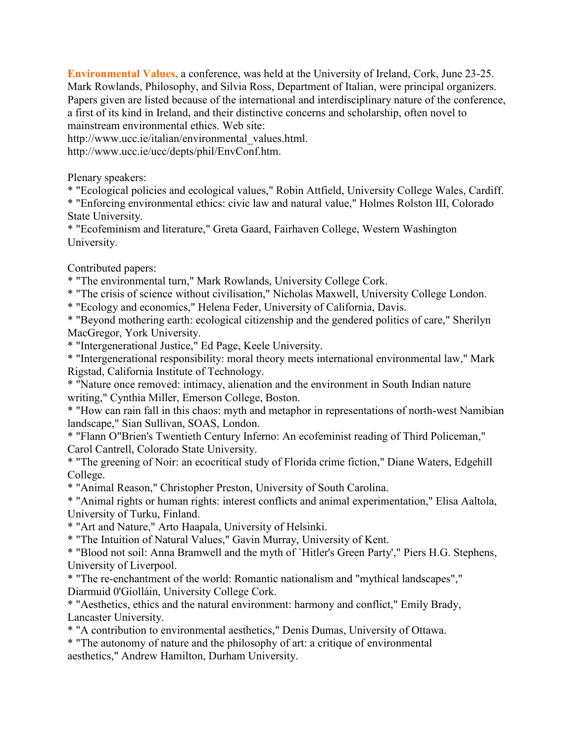**Environmental Values,** a conference, was held at the University of Ireland, Cork, June 23-25. Mark Rowlands, Philosophy, and Silvia Ross, Department of Italian, were principal organizers. Papers given are listed because of the international and interdisciplinary nature of the conference, a first of its kind in Ireland, and their distinctive concerns and scholarship, often novel to mainstream environmental ethics. Web site:
http://www.ucc.ie/italian/environmental_values.html.
http://www.ucc.ie/ucc/depts/phil/EnvConf.htm.

Plenary speakers:
* "Ecological policies and ecological values," Robin Attfield, University College Wales, Cardiff.
* "Enforcing environmental ethics: civic law and natural value," Holmes Rolston III, Colorado State University.
* "Ecofeminism and literature," Greta Gaard, Fairhaven College, Western Washington University.

Contributed papers:
* "The environmental turn," Mark Rowlands, University College Cork.
* "The crisis of science without civilisation," Nicholas Maxwell, University College London.
* "Ecology and economics," Helena Feder, University of California, Davis.
* "Beyond mothering earth: ecological citizenship and the gendered politics of care," Sherilyn MacGregor, York University.
* "Intergenerational Justice," Ed Page, Keele University.
* "Intergenerational responsibility: moral theory meets international environmental law," Mark Rigstad, California Institute of Technology.
* "Nature once removed: intimacy, alienation and the environment in South Indian nature writing," Cynthia Miller, Emerson College, Boston.
* "How can rain fall in this chaos: myth and metaphor in representations of north-west Namibian landscape," Sian Sullivan, SOAS, London.
* "Flann O"Brien's Twentieth Century Inferno: An ecofeminist reading of Third Policeman," Carol Cantrell, Colorado State University.
* "The greening of Noir: an ecocritical study of Florida crime fiction," Diane Waters, Edgehill College.
* "Animal Reason," Christopher Preston, University of South Carolina.
* "Animal rights or human rights: interest conflicts and animal experimentation," Elisa Aaltola, University of Turku, Finland.
* "Art and Nature," Arto Haapala, University of Helsinki.
* "The Intuition of Natural Values," Gavin Murray, University of Kent.
* "Blood not soil: Anna Bramwell and the myth of `Hitler's Green Party'," Piers H.G. Stephens, University of Liverpool.
* "The re-enchantment of the world: Romantic nationalism and "mythical landscapes"," Diarmuid 0'Giolláin, University College Cork.
* "Aesthetics, ethics and the natural environment: harmony and conflict," Emily Brady, Lancaster University.
* "A contribution to environmental aesthetics," Denis Dumas, University of Ottawa.
* "The autonomy of nature and the philosophy of art: a critique of environmental aesthetics," Andrew Hamilton, Durham University.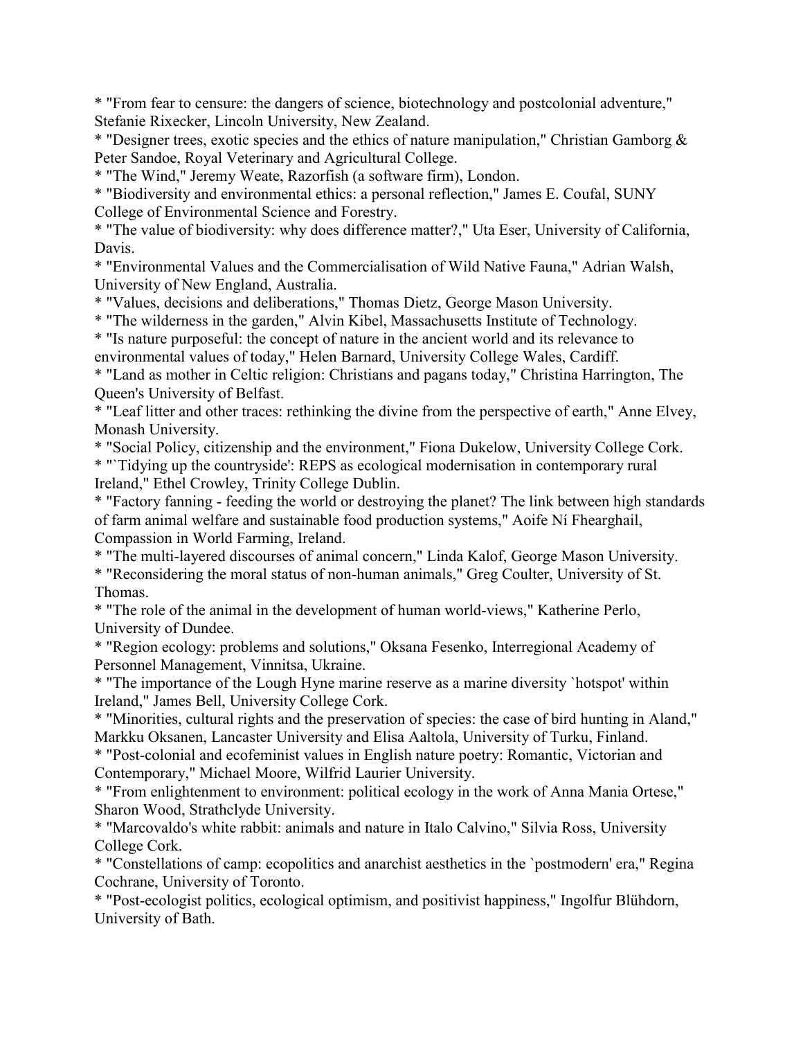* "From fear to censure: the dangers of science, biotechnology and postcolonial adventure," Stefanie Rixecker, Lincoln University, New Zealand.
* "Designer trees, exotic species and the ethics of nature manipulation," Christian Gamborg & Peter Sandoe, Royal Veterinary and Agricultural College.
* "The Wind," Jeremy Weate, Razorfish (a software firm), London.
* "Biodiversity and environmental ethics: a personal reflection," James E. Coufal, SUNY College of Environmental Science and Forestry.
* "The value of biodiversity: why does difference matter?," Uta Eser, University of California, Davis.
* "Environmental Values and the Commercialisation of Wild Native Fauna," Adrian Walsh, University of New England, Australia.
* "Values, decisions and deliberations," Thomas Dietz, George Mason University.
* "The wilderness in the garden," Alvin Kibel, Massachusetts Institute of Technology.
* "Is nature purposeful: the concept of nature in the ancient world and its relevance to environmental values of today," Helen Barnard, University College Wales, Cardiff.
* "Land as mother in Celtic religion: Christians and pagans today," Christina Harrington, The Queen's University of Belfast.
* "Leaf litter and other traces: rethinking the divine from the perspective of earth," Anne Elvey, Monash University.
* "Social Policy, citizenship and the environment," Fiona Dukelow, University College Cork.
* "`Tidying up the countryside': REPS as ecological modernisation in contemporary rural Ireland," Ethel Crowley, Trinity College Dublin.
* "Factory fanning - feeding the world or destroying the planet? The link between high standards of farm animal welfare and sustainable food production systems," Aoife Ní Fhearghail, Compassion in World Farming, Ireland.
* "The multi-layered discourses of animal concern," Linda Kalof, George Mason University.
* "Reconsidering the moral status of non-human animals," Greg Coulter, University of St. Thomas.
* "The role of the animal in the development of human world-views," Katherine Perlo, University of Dundee.
* "Region ecology: problems and solutions," Oksana Fesenko, Interregional Academy of Personnel Management, Vinnitsa, Ukraine.
* "The importance of the Lough Hyne marine reserve as a marine diversity `hotspot' within Ireland," James Bell, University College Cork.
* "Minorities, cultural rights and the preservation of species: the case of bird hunting in Aland," Markku Oksanen, Lancaster University and Elisa Aaltola, University of Turku, Finland.
* "Post-colonial and ecofeminist values in English nature poetry: Romantic, Victorian and Contemporary," Michael Moore, Wilfrid Laurier University.
* "From enlightenment to environment: political ecology in the work of Anna Mania Ortese," Sharon Wood, Strathclyde University.
* "Marcovaldo's white rabbit: animals and nature in Italo Calvino," Silvia Ross, University College Cork.
* "Constellations of camp: ecopolitics and anarchist aesthetics in the `postmodern' era," Regina Cochrane, University of Toronto.
* "Post-ecologist politics, ecological optimism, and positivist happiness," Ingolfur Blühdorn, University of Bath.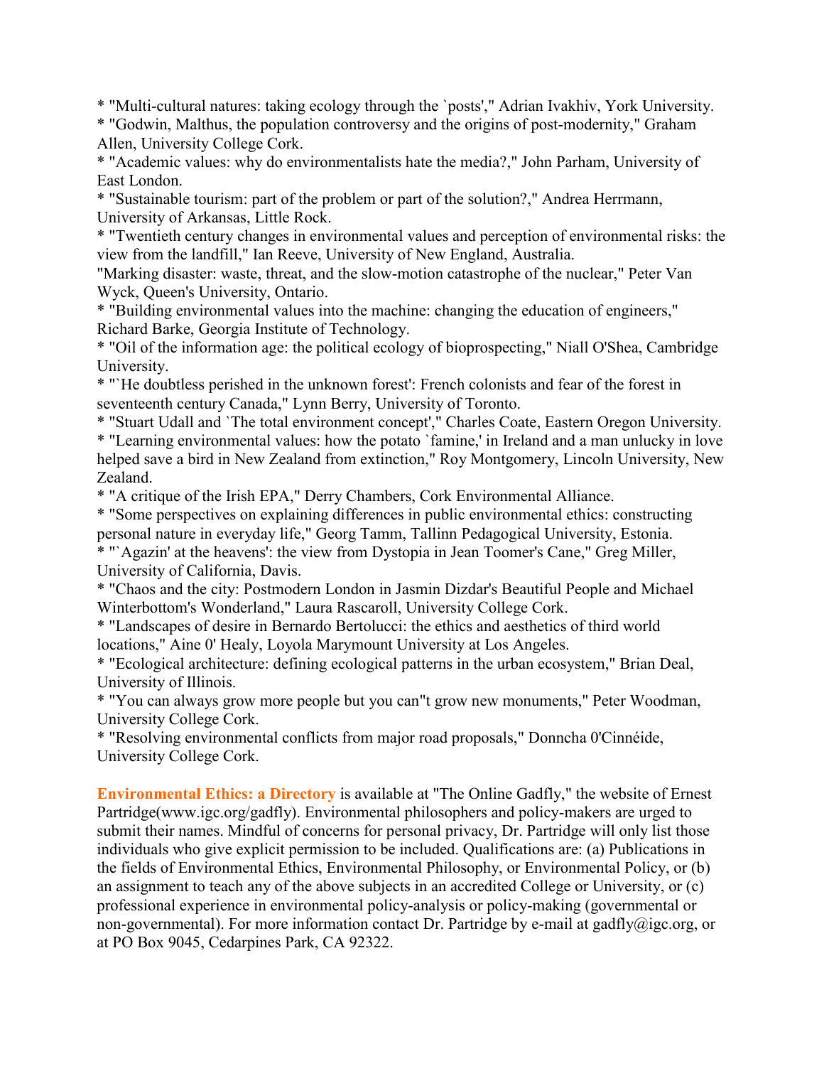* "Multi-cultural natures: taking ecology through the `posts'," Adrian Ivakhiv, York University.
* "Godwin, Malthus, the population controversy and the origins of post-modernity," Graham Allen, University College Cork.
* "Academic values: why do environmentalists hate the media?," John Parham, University of East London.
* "Sustainable tourism: part of the problem or part of the solution?," Andrea Herrmann, University of Arkansas, Little Rock.
* "Twentieth century changes in environmental values and perception of environmental risks: the view from the landfill," Ian Reeve, University of New England, Australia.

"Marking disaster: waste, threat, and the slow-motion catastrophe of the nuclear," Peter Van Wyck, Queen's University, Ontario.

* "Building environmental values into the machine: changing the education of engineers," Richard Barke, Georgia Institute of Technology.
* "Oil of the information age: the political ecology of bioprospecting," Niall O'Shea, Cambridge University.
* "`He doubtless perished in the unknown forest': French colonists and fear of the forest in seventeenth century Canada," Lynn Berry, University of Toronto.
* "Stuart Udall and `The total environment concept'," Charles Coate, Eastern Oregon University.
* "Learning environmental values: how the potato `famine,' in Ireland and a man unlucky in love helped save a bird in New Zealand from extinction," Roy Montgomery, Lincoln University, New Zealand.
* "A critique of the Irish EPA," Derry Chambers, Cork Environmental Alliance.
* "Some perspectives on explaining differences in public environmental ethics: constructing personal nature in everyday life," Georg Tamm, Tallinn Pedagogical University, Estonia.
* "`Agazin' at the heavens': the view from Dystopia in Jean Toomer's Cane," Greg Miller, University of California, Davis.
* "Chaos and the city: Postmodern London in Jasmin Dizdar's Beautiful People and Michael Winterbottom's Wonderland," Laura Rascaroll, University College Cork.
* "Landscapes of desire in Bernardo Bertolucci: the ethics and aesthetics of third world locations," Aine 0' Healy, Loyola Marymount University at Los Angeles.
* "Ecological architecture: defining ecological patterns in the urban ecosystem," Brian Deal, University of Illinois.
* "You can always grow more people but you can"t grow new monuments," Peter Woodman, University College Cork.
* "Resolving environmental conflicts from major road proposals," Donncha 0'Cinnéide, University College Cork.

**Environmental Ethics: a Directory** is available at "The Online Gadfly," the website of Ernest Partridge(www.igc.org/gadfly). Environmental philosophers and policy-makers are urged to submit their names. Mindful of concerns for personal privacy, Dr. Partridge will only list those individuals who give explicit permission to be included. Qualifications are: (a) Publications in the fields of Environmental Ethics, Environmental Philosophy, or Environmental Policy, or (b) an assignment to teach any of the above subjects in an accredited College or University, or (c) professional experience in environmental policy-analysis or policy-making (governmental or non-governmental). For more information contact Dr. Partridge by e-mail at gadfly@igc.org, or at PO Box 9045, Cedarpines Park, CA 92322.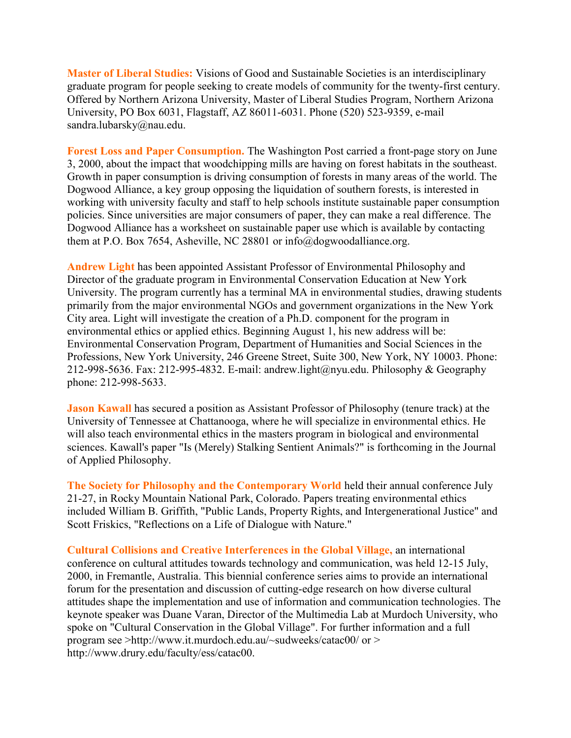**Master of Liberal Studies:** Visions of Good and Sustainable Societies is an interdisciplinary graduate program for people seeking to create models of community for the twenty-first century. Offered by Northern Arizona University, Master of Liberal Studies Program, Northern Arizona University, PO Box 6031, Flagstaff, AZ 86011-6031. Phone (520) 523-9359, e-mail sandra.lubarsky@nau.edu.

**Forest Loss and Paper Consumption.** The Washington Post carried a front-page story on June 3, 2000, about the impact that woodchipping mills are having on forest habitats in the southeast. Growth in paper consumption is driving consumption of forests in many areas of the world. The Dogwood Alliance, a key group opposing the liquidation of southern forests, is interested in working with university faculty and staff to help schools institute sustainable paper consumption policies. Since universities are major consumers of paper, they can make a real difference. The Dogwood Alliance has a worksheet on sustainable paper use which is available by contacting them at P.O. Box 7654, Asheville, NC 28801 or info@dogwoodalliance.org.

**Andrew Light** has been appointed Assistant Professor of Environmental Philosophy and Director of the graduate program in Environmental Conservation Education at New York University. The program currently has a terminal MA in environmental studies, drawing students primarily from the major environmental NGOs and government organizations in the New York City area. Light will investigate the creation of a Ph.D. component for the program in environmental ethics or applied ethics. Beginning August 1, his new address will be: Environmental Conservation Program, Department of Humanities and Social Sciences in the Professions, New York University, 246 Greene Street, Suite 300, New York, NY 10003. Phone: 212-998-5636. Fax: 212-995-4832. E-mail: andrew.light@nyu.edu. Philosophy & Geography phone: 212-998-5633.

**Jason Kawall** has secured a position as Assistant Professor of Philosophy (tenure track) at the University of Tennessee at Chattanooga, where he will specialize in environmental ethics. He will also teach environmental ethics in the masters program in biological and environmental sciences. Kawall's paper "Is (Merely) Stalking Sentient Animals?" is forthcoming in the Journal of Applied Philosophy.

**The Society for Philosophy and the Contemporary World** held their annual conference July 21-27, in Rocky Mountain National Park, Colorado. Papers treating environmental ethics included William B. Griffith, "Public Lands, Property Rights, and Intergenerational Justice" and Scott Friskics, "Reflections on a Life of Dialogue with Nature."

**Cultural Collisions and Creative Interferences in the Global Village,** an international conference on cultural attitudes towards technology and communication, was held 12-15 July, 2000, in Fremantle, Australia. This biennial conference series aims to provide an international forum for the presentation and discussion of cutting-edge research on how diverse cultural attitudes shape the implementation and use of information and communication technologies. The keynote speaker was Duane Varan, Director of the Multimedia Lab at Murdoch University, who spoke on "Cultural Conservation in the Global Village". For further information and a full program see >http://www.it.murdoch.edu.au/~sudweeks/catac00/ or > http://www.drury.edu/faculty/ess/catac00.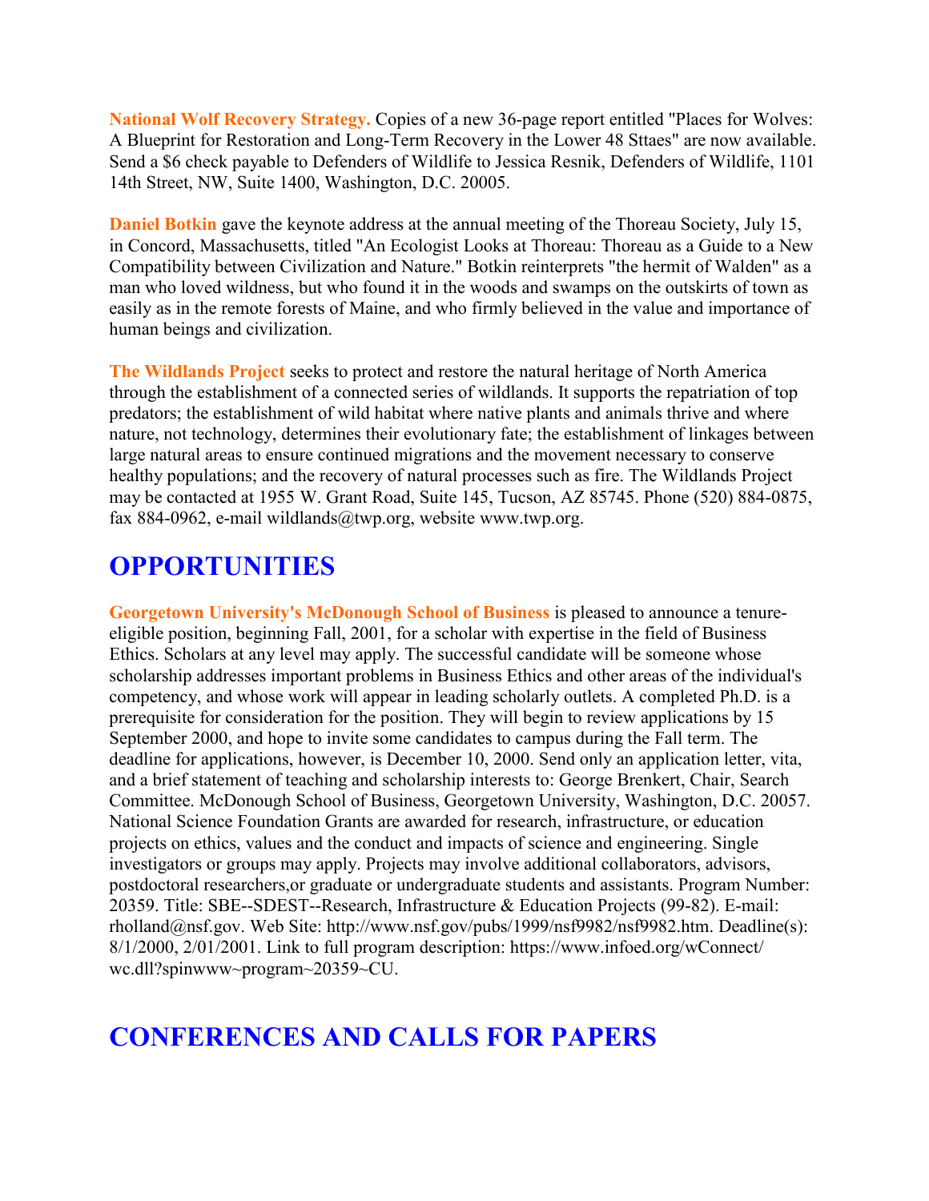**National Wolf Recovery Strategy.** Copies of a new 36-page report entitled "Places for Wolves: A Blueprint for Restoration and Long-Term Recovery in the Lower 48 Sttaes" are now available. Send a $6 check payable to Defenders of Wildlife to Jessica Resnik, Defenders of Wildlife, 1101 14th Street, NW, Suite 1400, Washington, D.C. 20005.

**Daniel Botkin** gave the keynote address at the annual meeting of the Thoreau Society, July 15, in Concord, Massachusetts, titled "An Ecologist Looks at Thoreau: Thoreau as a Guide to a New Compatibility between Civilization and Nature." Botkin reinterprets "the hermit of Walden" as a man who loved wildness, but who found it in the woods and swamps on the outskirts of town as easily as in the remote forests of Maine, and who firmly believed in the value and importance of human beings and civilization.

**The Wildlands Project** seeks to protect and restore the natural heritage of North America through the establishment of a connected series of wildlands. It supports the repatriation of top predators; the establishment of wild habitat where native plants and animals thrive and where nature, not technology, determines their evolutionary fate; the establishment of linkages between large natural areas to ensure continued migrations and the movement necessary to conserve healthy populations; and the recovery of natural processes such as fire. The Wildlands Project may be contacted at 1955 W. Grant Road, Suite 145, Tucson, AZ 85745. Phone (520) 884-0875, fax 884-0962, e-mail wildlands@twp.org, website www.twp.org.

## OPPORTUNITIES

**Georgetown University's McDonough School of Business** is pleased to announce a tenure-eligible position, beginning Fall, 2001, for a scholar with expertise in the field of Business Ethics. Scholars at any level may apply. The successful candidate will be someone whose scholarship addresses important problems in Business Ethics and other areas of the individual's competency, and whose work will appear in leading scholarly outlets. A completed Ph.D. is a prerequisite for consideration for the position. They will begin to review applications by 15 September 2000, and hope to invite some candidates to campus during the Fall term. The deadline for applications, however, is December 10, 2000. Send only an application letter, vita, and a brief statement of teaching and scholarship interests to: George Brenkert, Chair, Search Committee. McDonough School of Business, Georgetown University, Washington, D.C. 20057. National Science Foundation Grants are awarded for research, infrastructure, or education projects on ethics, values and the conduct and impacts of science and engineering. Single investigators or groups may apply. Projects may involve additional collaborators, advisors, postdoctoral researchers,or graduate or undergraduate students and assistants. Program Number: 20359. Title: SBE--SDEST--Research, Infrastructure & Education Projects (99-82). E-mail: rholland@nsf.gov. Web Site: http://www.nsf.gov/pubs/1999/nsf9982/nsf9982.htm. Deadline(s): 8/1/2000, 2/01/2001. Link to full program description: https://www.infoed.org/wConnect/wc.dll?spinwww~program~20359~CU.

## CONFERENCES AND CALLS FOR PAPERS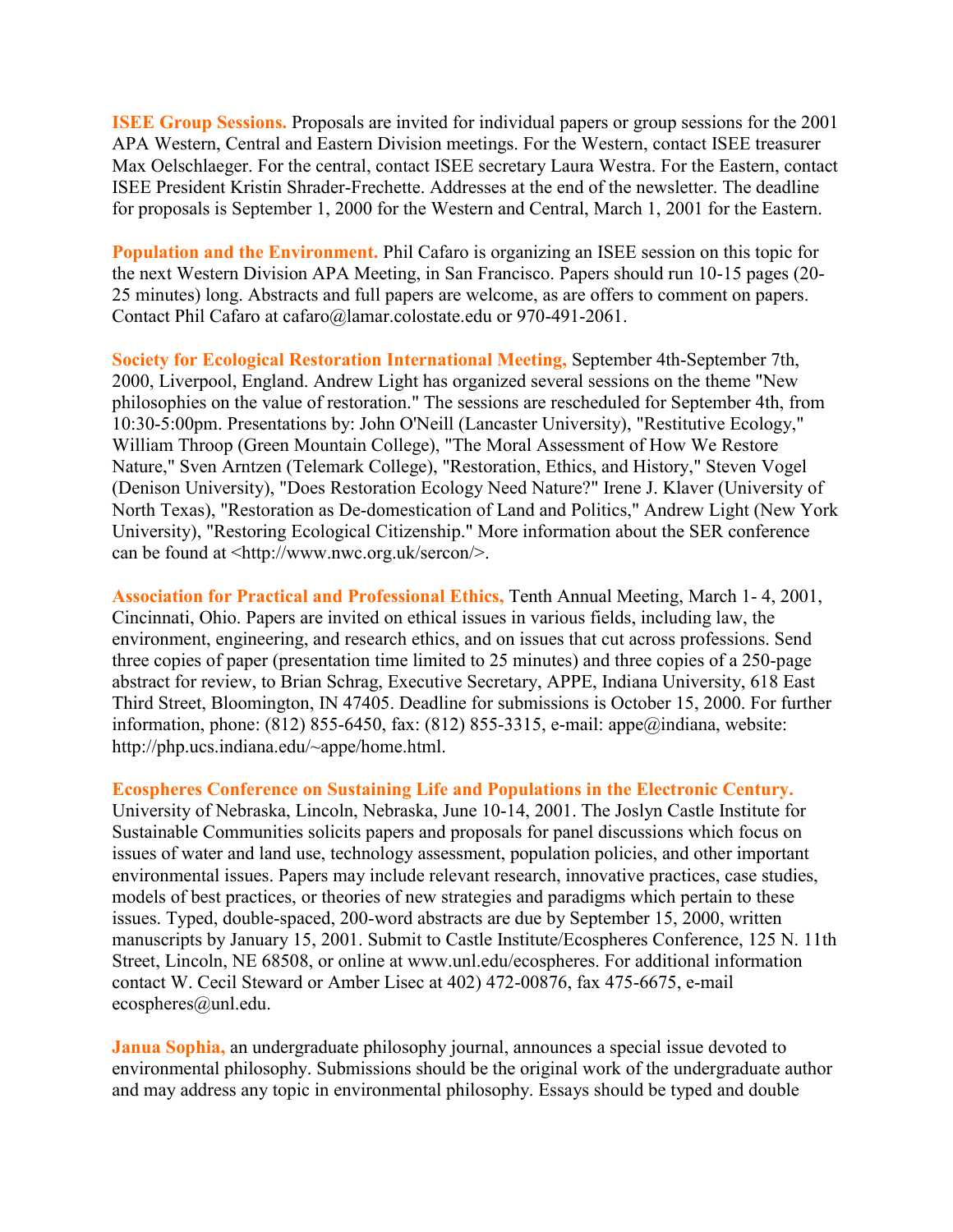**ISEE Group Sessions.** Proposals are invited for individual papers or group sessions for the 2001 APA Western, Central and Eastern Division meetings. For the Western, contact ISEE treasurer Max Oelschlaeger. For the central, contact ISEE secretary Laura Westra. For the Eastern, contact ISEE President Kristin Shrader-Frechette. Addresses at the end of the newsletter. The deadline for proposals is September 1, 2000 for the Western and Central, March 1, 2001 for the Eastern.

**Population and the Environment.** Phil Cafaro is organizing an ISEE session on this topic for the next Western Division APA Meeting, in San Francisco. Papers should run 10-15 pages (20-25 minutes) long. Abstracts and full papers are welcome, as are offers to comment on papers. Contact Phil Cafaro at cafaro@lamar.colostate.edu or 970-491-2061.

**Society for Ecological Restoration International Meeting,** September 4th-September 7th, 2000, Liverpool, England. Andrew Light has organized several sessions on the theme "New philosophies on the value of restoration." The sessions are rescheduled for September 4th, from 10:30-5:00pm. Presentations by: John O'Neill (Lancaster University), "Restitutive Ecology," William Throop (Green Mountain College), "The Moral Assessment of How We Restore Nature," Sven Arntzen (Telemark College), "Restoration, Ethics, and History," Steven Vogel (Denison University), "Does Restoration Ecology Need Nature?" Irene J. Klaver (University of North Texas), "Restoration as De-domestication of Land and Politics," Andrew Light (New York University), "Restoring Ecological Citizenship." More information about the SER conference can be found at <http://www.nwc.org.uk/sercon/>.

**Association for Practical and Professional Ethics,** Tenth Annual Meeting, March 1- 4, 2001, Cincinnati, Ohio. Papers are invited on ethical issues in various fields, including law, the environment, engineering, and research ethics, and on issues that cut across professions. Send three copies of paper (presentation time limited to 25 minutes) and three copies of a 250-page abstract for review, to Brian Schrag, Executive Secretary, APPE, Indiana University, 618 East Third Street, Bloomington, IN 47405. Deadline for submissions is October 15, 2000. For further information, phone: (812) 855-6450, fax: (812) 855-3315, e-mail: appe@indiana, website: http://php.ucs.indiana.edu/~appe/home.html.

**Ecospheres Conference on Sustaining Life and Populations in the Electronic Century.** University of Nebraska, Lincoln, Nebraska, June 10-14, 2001. The Joslyn Castle Institute for Sustainable Communities solicits papers and proposals for panel discussions which focus on issues of water and land use, technology assessment, population policies, and other important environmental issues. Papers may include relevant research, innovative practices, case studies, models of best practices, or theories of new strategies and paradigms which pertain to these issues. Typed, double-spaced, 200-word abstracts are due by September 15, 2000, written manuscripts by January 15, 2001. Submit to Castle Institute/Ecospheres Conference, 125 N. 11th Street, Lincoln, NE 68508, or online at www.unl.edu/ecospheres. For additional information contact W. Cecil Steward or Amber Lisec at 402) 472-00876, fax 475-6675, e-mail ecospheres@unl.edu.

**Janua Sophia,** an undergraduate philosophy journal, announces a special issue devoted to environmental philosophy. Submissions should be the original work of the undergraduate author and may address any topic in environmental philosophy. Essays should be typed and double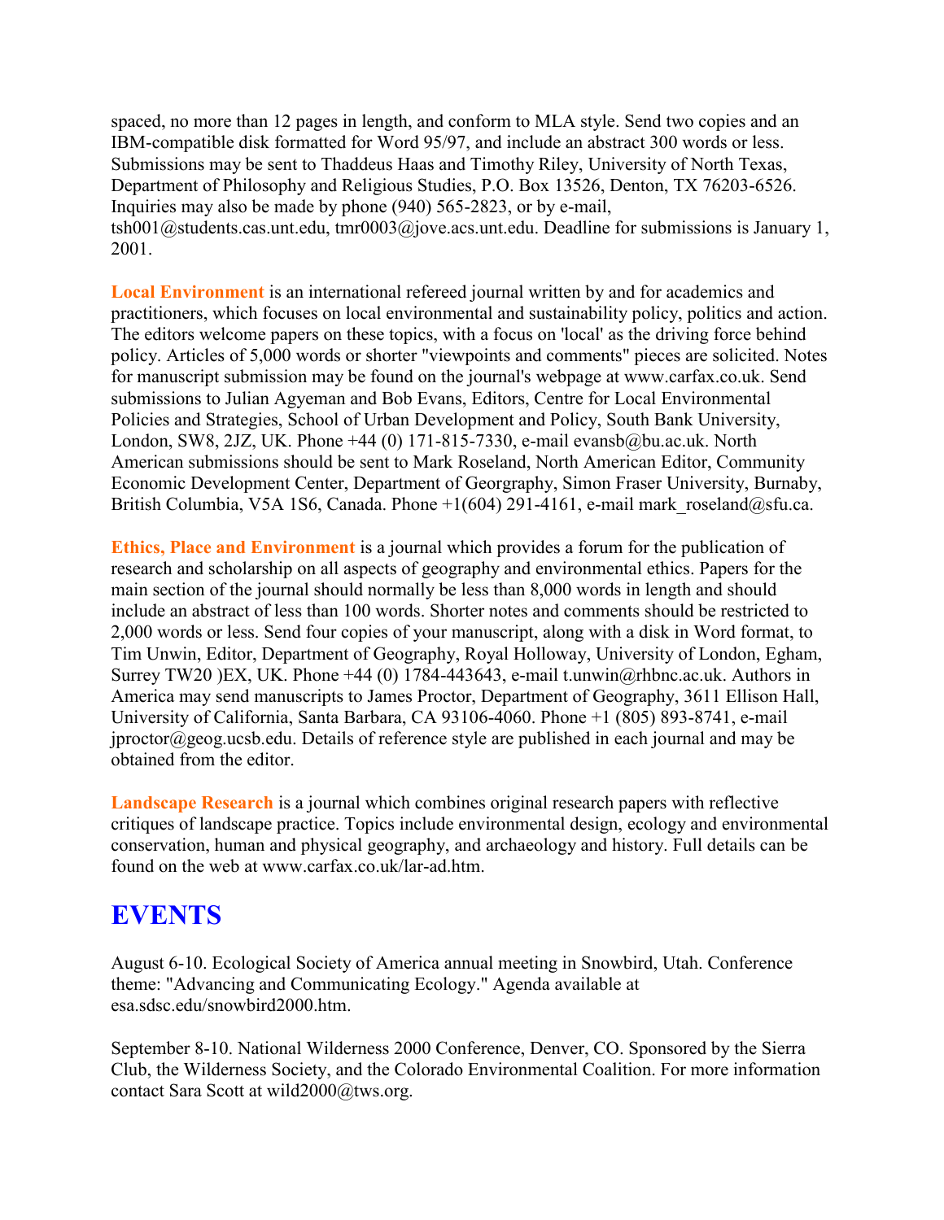spaced, no more than 12 pages in length, and conform to MLA style. Send two copies and an IBM-compatible disk formatted for Word 95/97, and include an abstract 300 words or less. Submissions may be sent to Thaddeus Haas and Timothy Riley, University of North Texas, Department of Philosophy and Religious Studies, P.O. Box 13526, Denton, TX 76203-6526. Inquiries may also be made by phone (940) 565-2823, or by e-mail, tsh001@students.cas.unt.edu, tmr0003@jove.acs.unt.edu. Deadline for submissions is January 1, 2001.

**Local Environment** is an international refereed journal written by and for academics and practitioners, which focuses on local environmental and sustainability policy, politics and action. The editors welcome papers on these topics, with a focus on 'local' as the driving force behind policy. Articles of 5,000 words or shorter "viewpoints and comments" pieces are solicited. Notes for manuscript submission may be found on the journal's webpage at www.carfax.co.uk. Send submissions to Julian Agyeman and Bob Evans, Editors, Centre for Local Environmental Policies and Strategies, School of Urban Development and Policy, South Bank University, London, SW8, 2JZ, UK. Phone +44 (0) 171-815-7330, e-mail evansb@bu.ac.uk. North American submissions should be sent to Mark Roseland, North American Editor, Community Economic Development Center, Department of Georgraphy, Simon Fraser University, Burnaby, British Columbia, V5A 1S6, Canada. Phone +1(604) 291-4161, e-mail mark_roseland@sfu.ca.

**Ethics, Place and Environment** is a journal which provides a forum for the publication of research and scholarship on all aspects of geography and environmental ethics. Papers for the main section of the journal should normally be less than 8,000 words in length and should include an abstract of less than 100 words. Shorter notes and comments should be restricted to 2,000 words or less. Send four copies of your manuscript, along with a disk in Word format, to Tim Unwin, Editor, Department of Geography, Royal Holloway, University of London, Egham, Surrey TW20 )EX, UK. Phone +44 (0) 1784-443643, e-mail t.unwin@rhbnc.ac.uk. Authors in America may send manuscripts to James Proctor, Department of Geography, 3611 Ellison Hall, University of California, Santa Barbara, CA 93106-4060. Phone +1 (805) 893-8741, e-mail jproctor@geog.ucsb.edu. Details of reference style are published in each journal and may be obtained from the editor.

**Landscape Research** is a journal which combines original research papers with reflective critiques of landscape practice. Topics include environmental design, ecology and environmental conservation, human and physical geography, and archaeology and history. Full details can be found on the web at www.carfax.co.uk/lar-ad.htm.

# EVENTS

August 6-10. Ecological Society of America annual meeting in Snowbird, Utah. Conference theme: "Advancing and Communicating Ecology." Agenda available at esa.sdsc.edu/snowbird2000.htm.

September 8-10. National Wilderness 2000 Conference, Denver, CO. Sponsored by the Sierra Club, the Wilderness Society, and the Colorado Environmental Coalition. For more information contact Sara Scott at wild2000@tws.org.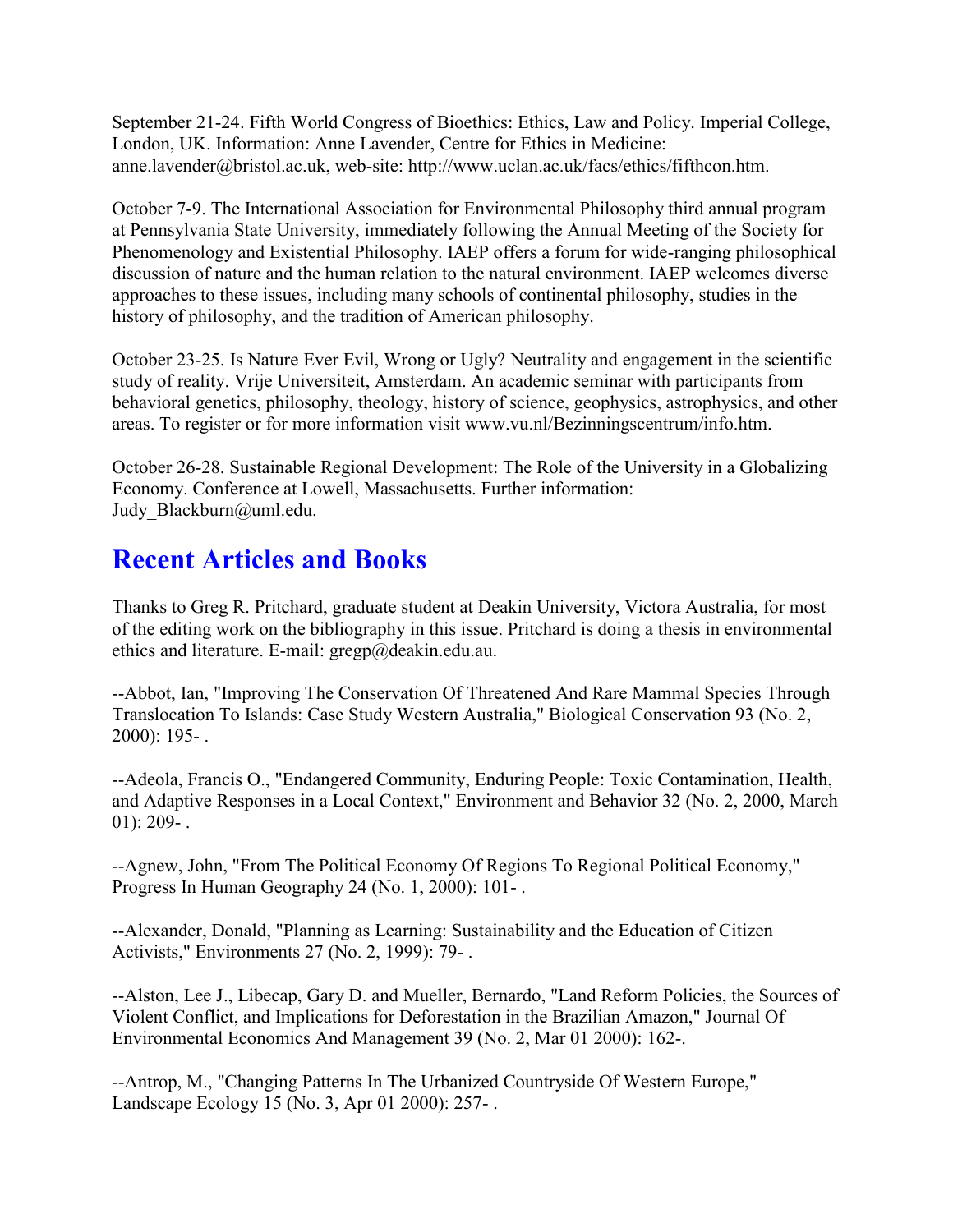September 21-24. Fifth World Congress of Bioethics: Ethics, Law and Policy. Imperial College, London, UK. Information: Anne Lavender, Centre for Ethics in Medicine: anne.lavender@bristol.ac.uk, web-site: http://www.uclan.ac.uk/facs/ethics/fifthcon.htm.

October 7-9. The International Association for Environmental Philosophy third annual program at Pennsylvania State University, immediately following the Annual Meeting of the Society for Phenomenology and Existential Philosophy. IAEP offers a forum for wide-ranging philosophical discussion of nature and the human relation to the natural environment. IAEP welcomes diverse approaches to these issues, including many schools of continental philosophy, studies in the history of philosophy, and the tradition of American philosophy.

October 23-25. Is Nature Ever Evil, Wrong or Ugly? Neutrality and engagement in the scientific study of reality. Vrije Universiteit, Amsterdam. An academic seminar with participants from behavioral genetics, philosophy, theology, history of science, geophysics, astrophysics, and other areas. To register or for more information visit www.vu.nl/Bezinningscentrum/info.htm.

October 26-28. Sustainable Regional Development: The Role of the University in a Globalizing Economy. Conference at Lowell, Massachusetts. Further information: Judy_Blackburn@uml.edu.

## Recent Articles and Books

Thanks to Greg R. Pritchard, graduate student at Deakin University, Victora Australia, for most of the editing work on the bibliography in this issue. Pritchard is doing a thesis in environmental ethics and literature. E-mail: gregp@deakin.edu.au.

--Abbot, Ian, "Improving The Conservation Of Threatened And Rare Mammal Species Through Translocation To Islands: Case Study Western Australia," Biological Conservation 93 (No. 2, 2000): 195- .

--Adeola, Francis O., "Endangered Community, Enduring People: Toxic Contamination, Health, and Adaptive Responses in a Local Context," Environment and Behavior 32 (No. 2, 2000, March 01): 209- .

--Agnew, John, "From The Political Economy Of Regions To Regional Political Economy," Progress In Human Geography 24 (No. 1, 2000): 101- .

--Alexander, Donald, "Planning as Learning: Sustainability and the Education of Citizen Activists," Environments 27 (No. 2, 1999): 79- .

--Alston, Lee J., Libecap, Gary D. and Mueller, Bernardo, "Land Reform Policies, the Sources of Violent Conflict, and Implications for Deforestation in the Brazilian Amazon," Journal Of Environmental Economics And Management 39 (No. 2, Mar 01 2000): 162-.

--Antrop, M., "Changing Patterns In The Urbanized Countryside Of Western Europe," Landscape Ecology 15 (No. 3, Apr 01 2000): 257- .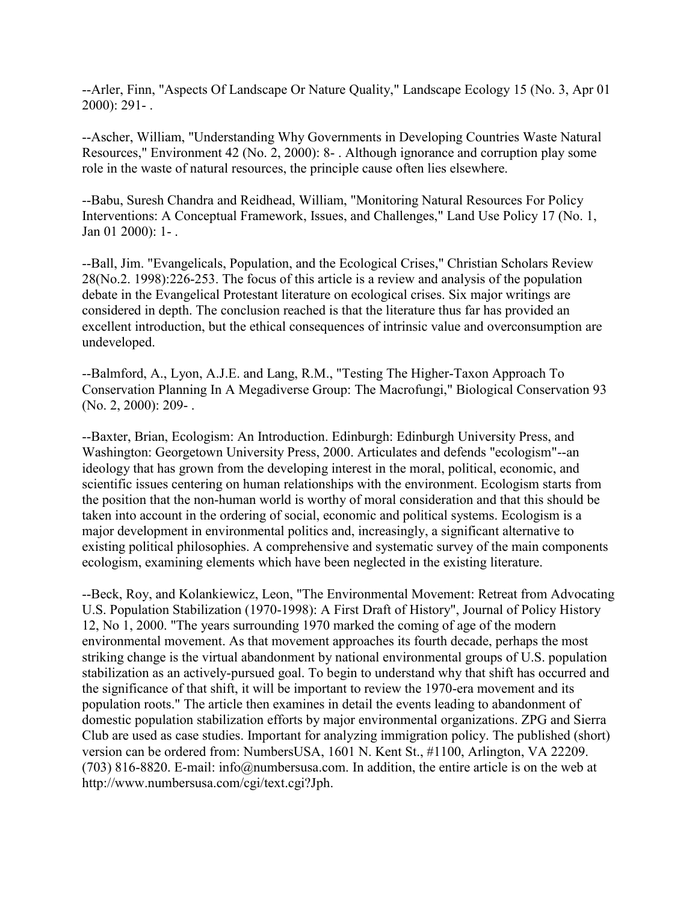--Arler, Finn, "Aspects Of Landscape Or Nature Quality," Landscape Ecology 15 (No. 3, Apr 01 2000): 291- .

--Ascher, William, "Understanding Why Governments in Developing Countries Waste Natural Resources," Environment 42 (No. 2, 2000): 8- . Although ignorance and corruption play some role in the waste of natural resources, the principle cause often lies elsewhere.

--Babu, Suresh Chandra and Reidhead, William, "Monitoring Natural Resources For Policy Interventions: A Conceptual Framework, Issues, and Challenges," Land Use Policy 17 (No. 1, Jan 01 2000): 1- .

--Ball, Jim. "Evangelicals, Population, and the Ecological Crises," Christian Scholars Review 28(No.2. 1998):226-253. The focus of this article is a review and analysis of the population debate in the Evangelical Protestant literature on ecological crises. Six major writings are considered in depth. The conclusion reached is that the literature thus far has provided an excellent introduction, but the ethical consequences of intrinsic value and overconsumption are undeveloped.

--Balmford, A., Lyon, A.J.E. and Lang, R.M., "Testing The Higher-Taxon Approach To Conservation Planning In A Megadiverse Group: The Macrofungi," Biological Conservation 93 (No. 2, 2000): 209- .

--Baxter, Brian, Ecologism: An Introduction. Edinburgh: Edinburgh University Press, and Washington: Georgetown University Press, 2000. Articulates and defends "ecologism"--an ideology that has grown from the developing interest in the moral, political, economic, and scientific issues centering on human relationships with the environment. Ecologism starts from the position that the non-human world is worthy of moral consideration and that this should be taken into account in the ordering of social, economic and political systems. Ecologism is a major development in environmental politics and, increasingly, a significant alternative to existing political philosophies. A comprehensive and systematic survey of the main components ecologism, examining elements which have been neglected in the existing literature.

--Beck, Roy, and Kolankiewicz, Leon, "The Environmental Movement: Retreat from Advocating U.S. Population Stabilization (1970-1998): A First Draft of History", Journal of Policy History 12, No 1, 2000. "The years surrounding 1970 marked the coming of age of the modern environmental movement. As that movement approaches its fourth decade, perhaps the most striking change is the virtual abandonment by national environmental groups of U.S. population stabilization as an actively-pursued goal. To begin to understand why that shift has occurred and the significance of that shift, it will be important to review the 1970-era movement and its population roots." The article then examines in detail the events leading to abandonment of domestic population stabilization efforts by major environmental organizations. ZPG and Sierra Club are used as case studies. Important for analyzing immigration policy. The published (short) version can be ordered from: NumbersUSA, 1601 N. Kent St., #1100, Arlington, VA 22209. (703) 816-8820. E-mail: info@numbersusa.com. In addition, the entire article is on the web at http://www.numbersusa.com/cgi/text.cgi?Jph.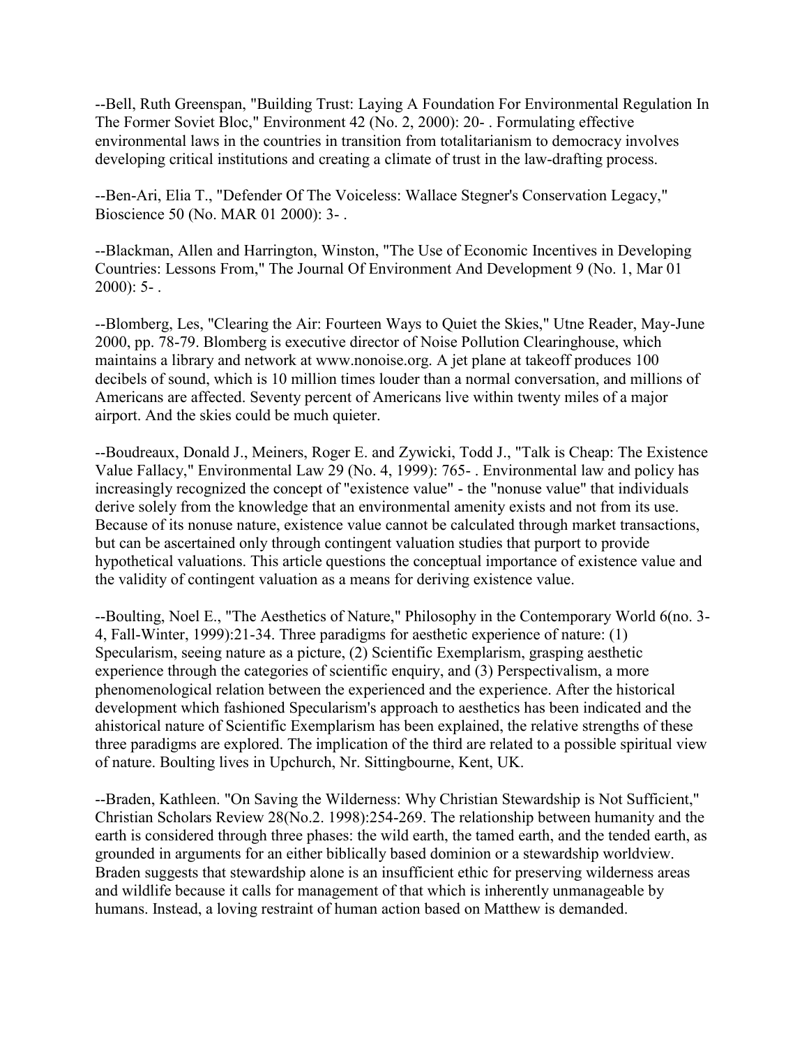--Bell, Ruth Greenspan, "Building Trust: Laying A Foundation For Environmental Regulation In The Former Soviet Bloc," Environment 42 (No. 2, 2000): 20- . Formulating effective environmental laws in the countries in transition from totalitarianism to democracy involves developing critical institutions and creating a climate of trust in the law-drafting process.

--Ben-Ari, Elia T., "Defender Of The Voiceless: Wallace Stegner's Conservation Legacy," Bioscience 50 (No. MAR 01 2000): 3- .

--Blackman, Allen and Harrington, Winston, "The Use of Economic Incentives in Developing Countries: Lessons From," The Journal Of Environment And Development 9 (No. 1, Mar 01 2000): 5- .

--Blomberg, Les, "Clearing the Air: Fourteen Ways to Quiet the Skies," Utne Reader, May-June 2000, pp. 78-79. Blomberg is executive director of Noise Pollution Clearinghouse, which maintains a library and network at www.nonoise.org. A jet plane at takeoff produces 100 decibels of sound, which is 10 million times louder than a normal conversation, and millions of Americans are affected. Seventy percent of Americans live within twenty miles of a major airport. And the skies could be much quieter.

--Boudreaux, Donald J., Meiners, Roger E. and Zywicki, Todd J., "Talk is Cheap: The Existence Value Fallacy," Environmental Law 29 (No. 4, 1999): 765- . Environmental law and policy has increasingly recognized the concept of "existence value" - the "nonuse value" that individuals derive solely from the knowledge that an environmental amenity exists and not from its use. Because of its nonuse nature, existence value cannot be calculated through market transactions, but can be ascertained only through contingent valuation studies that purport to provide hypothetical valuations. This article questions the conceptual importance of existence value and the validity of contingent valuation as a means for deriving existence value.

--Boulting, Noel E., "The Aesthetics of Nature," Philosophy in the Contemporary World 6(no. 3-4, Fall-Winter, 1999):21-34. Three paradigms for aesthetic experience of nature: (1) Specularism, seeing nature as a picture, (2) Scientific Exemplarism, grasping aesthetic experience through the categories of scientific enquiry, and (3) Perspectivalism, a more phenomenological relation between the experienced and the experience. After the historical development which fashioned Specularism's approach to aesthetics has been indicated and the ahistorical nature of Scientific Exemplarism has been explained, the relative strengths of these three paradigms are explored. The implication of the third are related to a possible spiritual view of nature. Boulting lives in Upchurch, Nr. Sittingbourne, Kent, UK.

--Braden, Kathleen. "On Saving the Wilderness: Why Christian Stewardship is Not Sufficient," Christian Scholars Review 28(No.2. 1998):254-269. The relationship between humanity and the earth is considered through three phases: the wild earth, the tamed earth, and the tended earth, as grounded in arguments for an either biblically based dominion or a stewardship worldview. Braden suggests that stewardship alone is an insufficient ethic for preserving wilderness areas and wildlife because it calls for management of that which is inherently unmanageable by humans. Instead, a loving restraint of human action based on Matthew is demanded.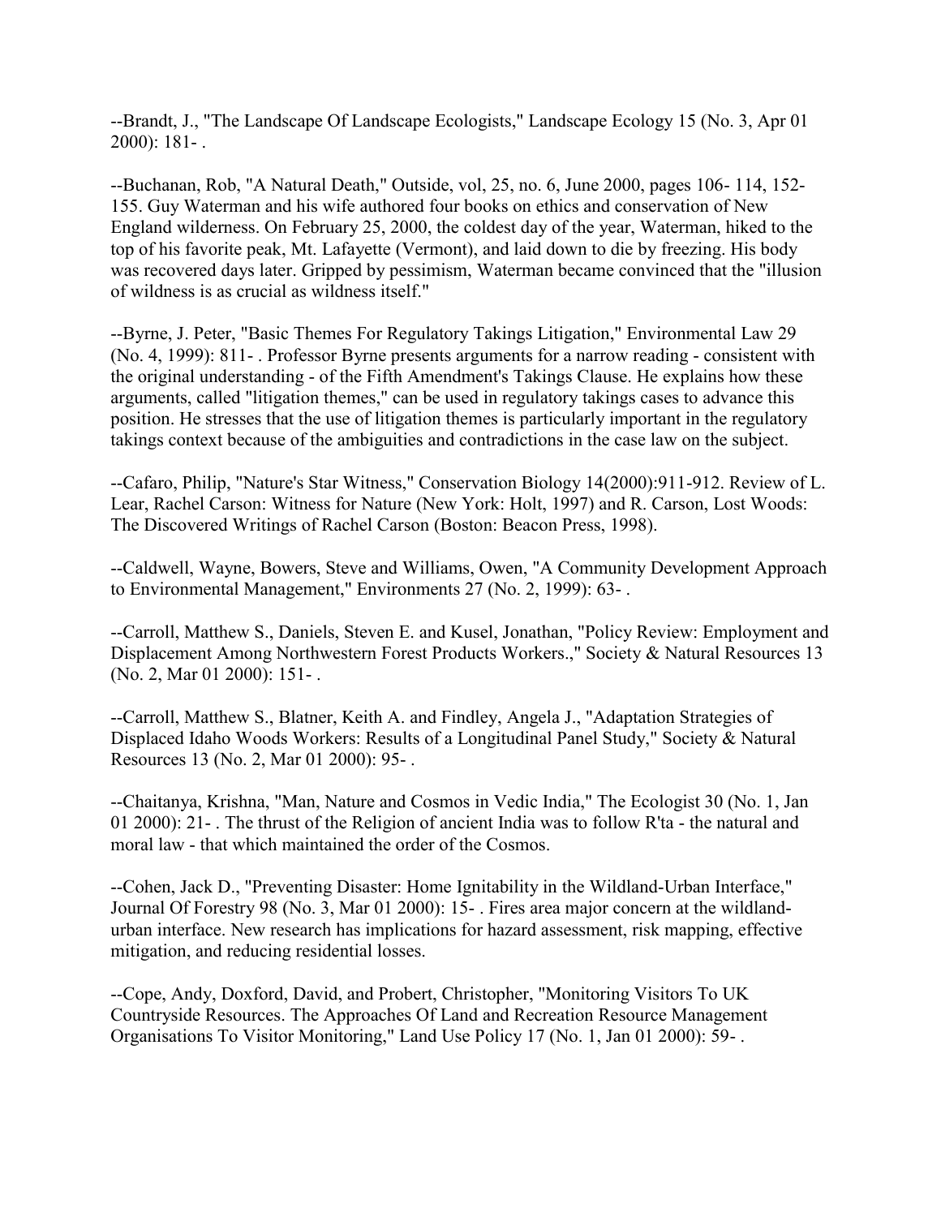--Brandt, J., "The Landscape Of Landscape Ecologists," Landscape Ecology 15 (No. 3, Apr 01 2000): 181- .

--Buchanan, Rob, "A Natural Death," Outside, vol, 25, no. 6, June 2000, pages 106- 114, 152-155. Guy Waterman and his wife authored four books on ethics and conservation of New England wilderness. On February 25, 2000, the coldest day of the year, Waterman, hiked to the top of his favorite peak, Mt. Lafayette (Vermont), and laid down to die by freezing. His body was recovered days later. Gripped by pessimism, Waterman became convinced that the "illusion of wildness is as crucial as wildness itself."

--Byrne, J. Peter, "Basic Themes For Regulatory Takings Litigation," Environmental Law 29 (No. 4, 1999): 811- . Professor Byrne presents arguments for a narrow reading - consistent with the original understanding - of the Fifth Amendment's Takings Clause. He explains how these arguments, called "litigation themes," can be used in regulatory takings cases to advance this position. He stresses that the use of litigation themes is particularly important in the regulatory takings context because of the ambiguities and contradictions in the case law on the subject.

--Cafaro, Philip, "Nature's Star Witness," Conservation Biology 14(2000):911-912. Review of L. Lear, Rachel Carson: Witness for Nature (New York: Holt, 1997) and R. Carson, Lost Woods: The Discovered Writings of Rachel Carson (Boston: Beacon Press, 1998).

--Caldwell, Wayne, Bowers, Steve and Williams, Owen, "A Community Development Approach to Environmental Management," Environments 27 (No. 2, 1999): 63- .

--Carroll, Matthew S., Daniels, Steven E. and Kusel, Jonathan, "Policy Review: Employment and Displacement Among Northwestern Forest Products Workers.," Society & Natural Resources 13 (No. 2, Mar 01 2000): 151- .

--Carroll, Matthew S., Blatner, Keith A. and Findley, Angela J., "Adaptation Strategies of Displaced Idaho Woods Workers: Results of a Longitudinal Panel Study," Society & Natural Resources 13 (No. 2, Mar 01 2000): 95- .

--Chaitanya, Krishna, "Man, Nature and Cosmos in Vedic India," The Ecologist 30 (No. 1, Jan 01 2000): 21- . The thrust of the Religion of ancient India was to follow R'ta - the natural and moral law - that which maintained the order of the Cosmos.

--Cohen, Jack D., "Preventing Disaster: Home Ignitability in the Wildland-Urban Interface," Journal Of Forestry 98 (No. 3, Mar 01 2000): 15- . Fires area major concern at the wildland-urban interface. New research has implications for hazard assessment, risk mapping, effective mitigation, and reducing residential losses.

--Cope, Andy, Doxford, David, and Probert, Christopher, "Monitoring Visitors To UK Countryside Resources. The Approaches Of Land and Recreation Resource Management Organisations To Visitor Monitoring," Land Use Policy 17 (No. 1, Jan 01 2000): 59- .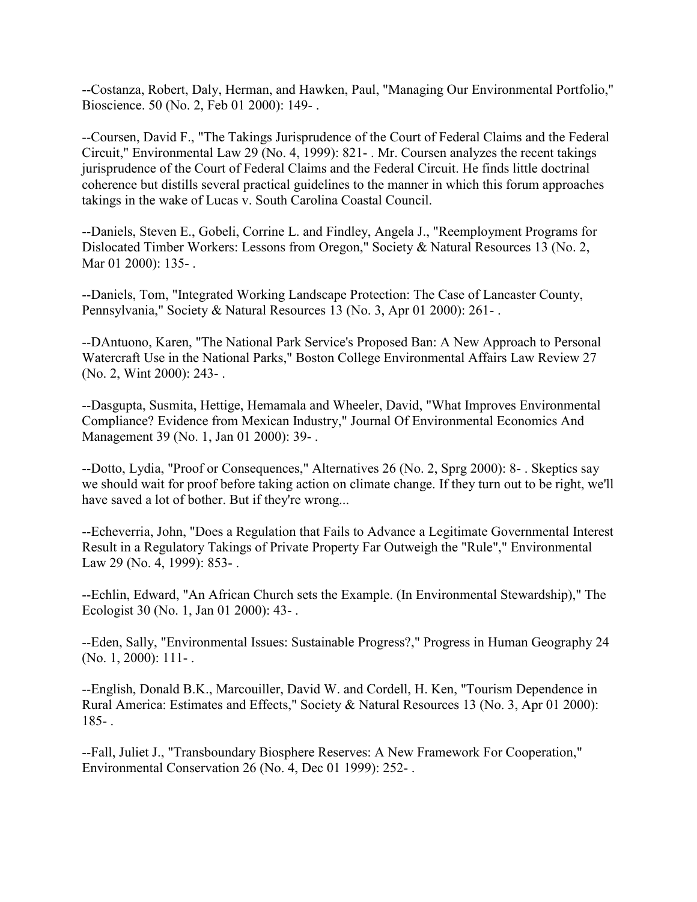--Costanza, Robert, Daly, Herman, and Hawken, Paul, "Managing Our Environmental Portfolio," Bioscience. 50 (No. 2, Feb 01 2000): 149- .

--Coursen, David F., "The Takings Jurisprudence of the Court of Federal Claims and the Federal Circuit," Environmental Law 29 (No. 4, 1999): 821- . Mr. Coursen analyzes the recent takings jurisprudence of the Court of Federal Claims and the Federal Circuit. He finds little doctrinal coherence but distills several practical guidelines to the manner in which this forum approaches takings in the wake of Lucas v. South Carolina Coastal Council.

--Daniels, Steven E., Gobeli, Corrine L. and Findley, Angela J., "Reemployment Programs for Dislocated Timber Workers: Lessons from Oregon," Society & Natural Resources 13 (No. 2, Mar 01 2000): 135- .

--Daniels, Tom, "Integrated Working Landscape Protection: The Case of Lancaster County, Pennsylvania," Society & Natural Resources 13 (No. 3, Apr 01 2000): 261- .

--DAntuono, Karen, "The National Park Service's Proposed Ban: A New Approach to Personal Watercraft Use in the National Parks," Boston College Environmental Affairs Law Review 27 (No. 2, Wint 2000): 243- .

--Dasgupta, Susmita, Hettige, Hemamala and Wheeler, David, "What Improves Environmental Compliance? Evidence from Mexican Industry," Journal Of Environmental Economics And Management 39 (No. 1, Jan 01 2000): 39- .

--Dotto, Lydia, "Proof or Consequences," Alternatives 26 (No. 2, Sprg 2000): 8- . Skeptics say we should wait for proof before taking action on climate change. If they turn out to be right, we'll have saved a lot of bother. But if they're wrong...

--Echeverria, John, "Does a Regulation that Fails to Advance a Legitimate Governmental Interest Result in a Regulatory Takings of Private Property Far Outweigh the "Rule"," Environmental Law 29 (No. 4, 1999): 853- .

--Echlin, Edward, "An African Church sets the Example. (In Environmental Stewardship)," The Ecologist 30 (No. 1, Jan 01 2000): 43- .

--Eden, Sally, "Environmental Issues: Sustainable Progress?," Progress in Human Geography 24 (No. 1, 2000): 111- .

--English, Donald B.K., Marcouiller, David W. and Cordell, H. Ken, "Tourism Dependence in Rural America: Estimates and Effects," Society & Natural Resources 13 (No. 3, Apr 01 2000): 185- .

--Fall, Juliet J., "Transboundary Biosphere Reserves: A New Framework For Cooperation," Environmental Conservation 26 (No. 4, Dec 01 1999): 252- .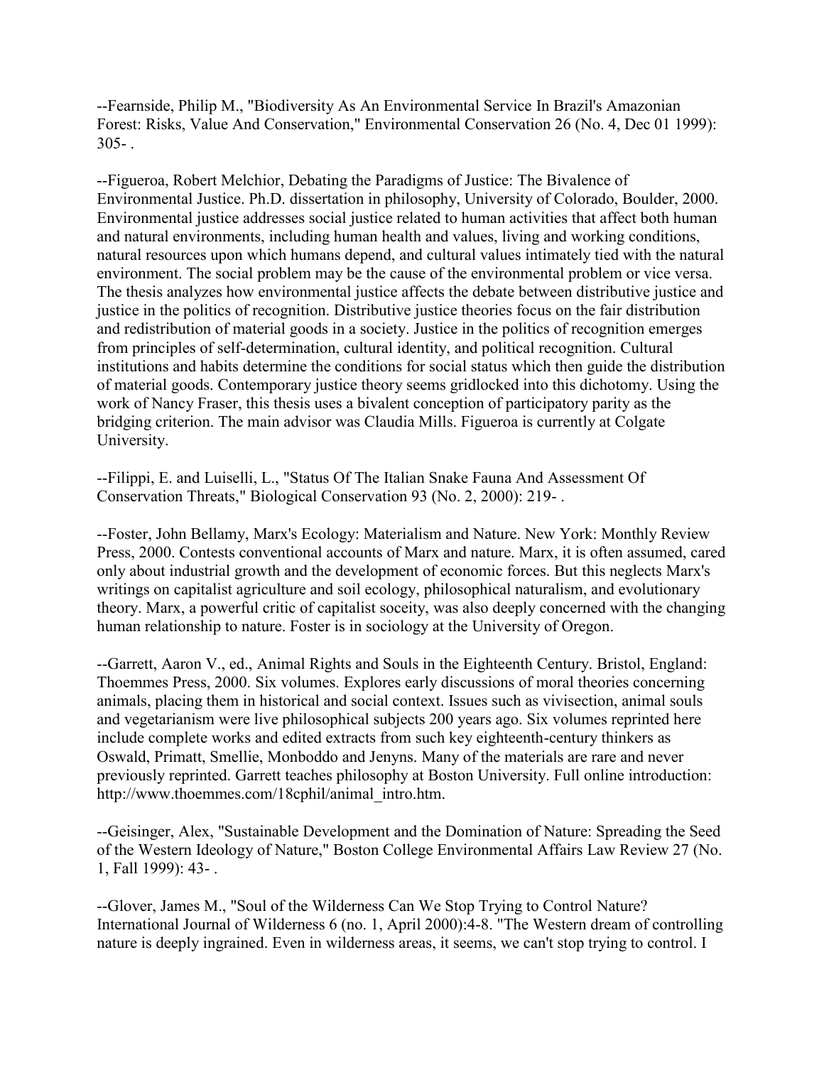--Fearnside, Philip M., "Biodiversity As An Environmental Service In Brazil's Amazonian Forest: Risks, Value And Conservation," Environmental Conservation 26 (No. 4, Dec 01 1999): 305- .

--Figueroa, Robert Melchior, Debating the Paradigms of Justice: The Bivalence of Environmental Justice. Ph.D. dissertation in philosophy, University of Colorado, Boulder, 2000. Environmental justice addresses social justice related to human activities that affect both human and natural environments, including human health and values, living and working conditions, natural resources upon which humans depend, and cultural values intimately tied with the natural environment. The social problem may be the cause of the environmental problem or vice versa. The thesis analyzes how environmental justice affects the debate between distributive justice and justice in the politics of recognition. Distributive justice theories focus on the fair distribution and redistribution of material goods in a society. Justice in the politics of recognition emerges from principles of self-determination, cultural identity, and political recognition. Cultural institutions and habits determine the conditions for social status which then guide the distribution of material goods. Contemporary justice theory seems gridlocked into this dichotomy. Using the work of Nancy Fraser, this thesis uses a bivalent conception of participatory parity as the bridging criterion. The main advisor was Claudia Mills. Figueroa is currently at Colgate University.

--Filippi, E. and Luiselli, L., "Status Of The Italian Snake Fauna And Assessment Of Conservation Threats," Biological Conservation 93 (No. 2, 2000): 219- .

--Foster, John Bellamy, Marx's Ecology: Materialism and Nature. New York: Monthly Review Press, 2000. Contests conventional accounts of Marx and nature. Marx, it is often assumed, cared only about industrial growth and the development of economic forces. But this neglects Marx's writings on capitalist agriculture and soil ecology, philosophical naturalism, and evolutionary theory. Marx, a powerful critic of capitalist soceity, was also deeply concerned with the changing human relationship to nature. Foster is in sociology at the University of Oregon.

--Garrett, Aaron V., ed., Animal Rights and Souls in the Eighteenth Century. Bristol, England: Thoemmes Press, 2000. Six volumes. Explores early discussions of moral theories concerning animals, placing them in historical and social context. Issues such as vivisection, animal souls and vegetarianism were live philosophical subjects 200 years ago. Six volumes reprinted here include complete works and edited extracts from such key eighteenth-century thinkers as Oswald, Primatt, Smellie, Monboddo and Jenyns. Many of the materials are rare and never previously reprinted. Garrett teaches philosophy at Boston University. Full online introduction: http://www.thoemmes.com/18cphil/animal_intro.htm.

--Geisinger, Alex, "Sustainable Development and the Domination of Nature: Spreading the Seed of the Western Ideology of Nature," Boston College Environmental Affairs Law Review 27 (No. 1, Fall 1999): 43- .

--Glover, James M., "Soul of the Wilderness Can We Stop Trying to Control Nature? International Journal of Wilderness 6 (no. 1, April 2000):4-8. "The Western dream of controlling nature is deeply ingrained. Even in wilderness areas, it seems, we can't stop trying to control. I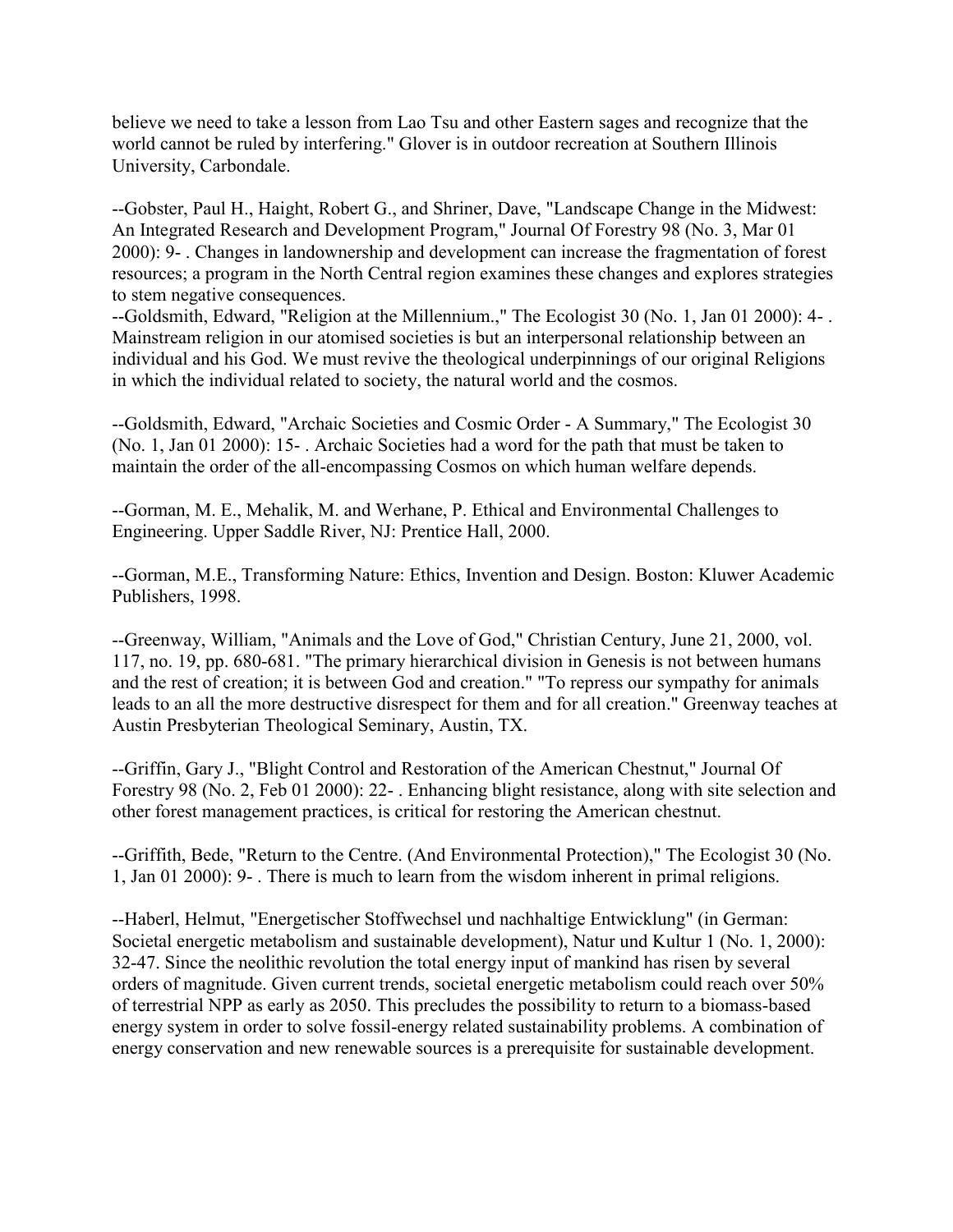believe we need to take a lesson from Lao Tsu and other Eastern sages and recognize that the world cannot be ruled by interfering." Glover is in outdoor recreation at Southern Illinois University, Carbondale.

--Gobster, Paul H., Haight, Robert G., and Shriner, Dave, "Landscape Change in the Midwest: An Integrated Research and Development Program," Journal Of Forestry 98 (No. 3, Mar 01 2000): 9- . Changes in landownership and development can increase the fragmentation of forest resources; a program in the North Central region examines these changes and explores strategies to stem negative consequences.

--Goldsmith, Edward, "Religion at the Millennium.," The Ecologist 30 (No. 1, Jan 01 2000): 4- . Mainstream religion in our atomised societies is but an interpersonal relationship between an individual and his God. We must revive the theological underpinnings of our original Religions in which the individual related to society, the natural world and the cosmos.

--Goldsmith, Edward, "Archaic Societies and Cosmic Order - A Summary," The Ecologist 30 (No. 1, Jan 01 2000): 15- . Archaic Societies had a word for the path that must be taken to maintain the order of the all-encompassing Cosmos on which human welfare depends.

--Gorman, M. E., Mehalik, M. and Werhane, P. Ethical and Environmental Challenges to Engineering. Upper Saddle River, NJ: Prentice Hall, 2000.

--Gorman, M.E., Transforming Nature: Ethics, Invention and Design. Boston: Kluwer Academic Publishers, 1998.

--Greenway, William, "Animals and the Love of God," Christian Century, June 21, 2000, vol. 117, no. 19, pp. 680-681. "The primary hierarchical division in Genesis is not between humans and the rest of creation; it is between God and creation." "To repress our sympathy for animals leads to an all the more destructive disrespect for them and for all creation." Greenway teaches at Austin Presbyterian Theological Seminary, Austin, TX.

--Griffin, Gary J., "Blight Control and Restoration of the American Chestnut," Journal Of Forestry 98 (No. 2, Feb 01 2000): 22- . Enhancing blight resistance, along with site selection and other forest management practices, is critical for restoring the American chestnut.

--Griffith, Bede, "Return to the Centre. (And Environmental Protection)," The Ecologist 30 (No. 1, Jan 01 2000): 9- . There is much to learn from the wisdom inherent in primal religions.

--Haberl, Helmut, "Energetischer Stoffwechsel und nachhaltige Entwicklung" (in German: Societal energetic metabolism and sustainable development), Natur und Kultur 1 (No. 1, 2000): 32-47. Since the neolithic revolution the total energy input of mankind has risen by several orders of magnitude. Given current trends, societal energetic metabolism could reach over 50% of terrestrial NPP as early as 2050. This precludes the possibility to return to a biomass-based energy system in order to solve fossil-energy related sustainability problems. A combination of energy conservation and new renewable sources is a prerequisite for sustainable development.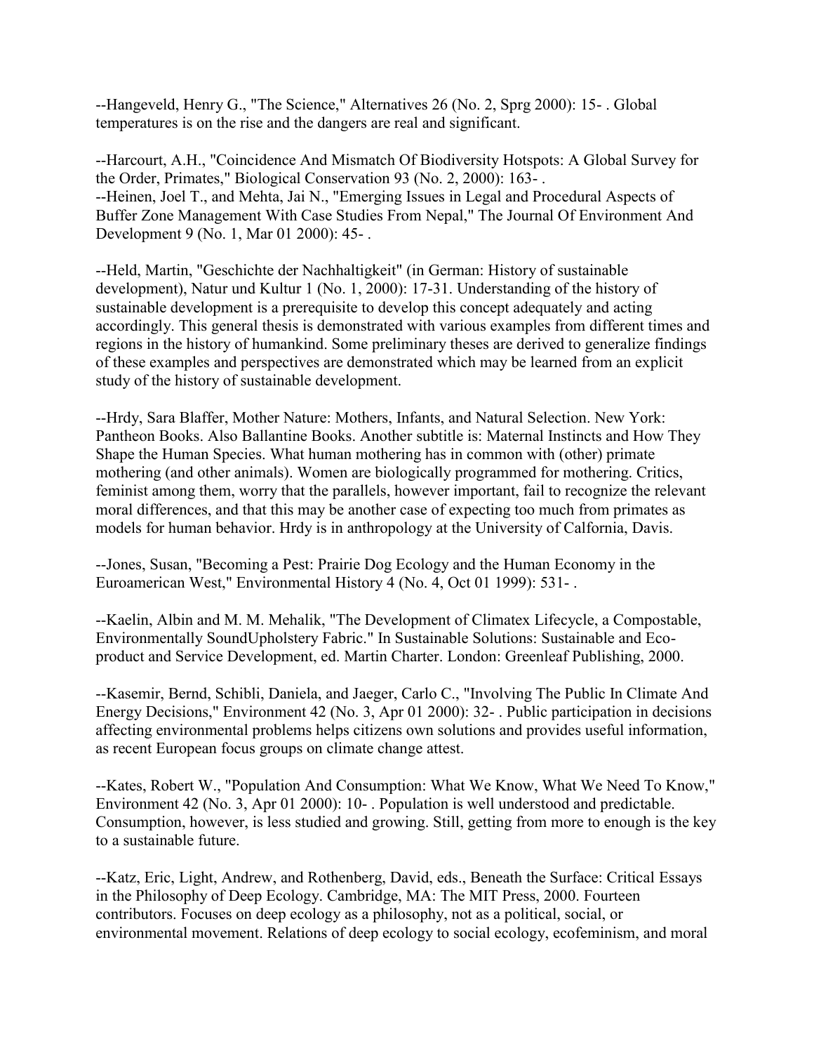--Hangeveld, Henry G., "The Science," Alternatives 26 (No. 2, Sprg 2000): 15- . Global temperatures is on the rise and the dangers are real and significant.

--Harcourt, A.H., "Coincidence And Mismatch Of Biodiversity Hotspots: A Global Survey for the Order, Primates," Biological Conservation 93 (No. 2, 2000): 163- .
--Heinen, Joel T., and Mehta, Jai N., "Emerging Issues in Legal and Procedural Aspects of Buffer Zone Management With Case Studies From Nepal," The Journal Of Environment And Development 9 (No. 1, Mar 01 2000): 45- .

--Held, Martin, "Geschichte der Nachhaltigkeit" (in German: History of sustainable development), Natur und Kultur 1 (No. 1, 2000): 17-31. Understanding of the history of sustainable development is a prerequisite to develop this concept adequately and acting accordingly. This general thesis is demonstrated with various examples from different times and regions in the history of humankind. Some preliminary theses are derived to generalize findings of these examples and perspectives are demonstrated which may be learned from an explicit study of the history of sustainable development.

--Hrdy, Sara Blaffer, Mother Nature: Mothers, Infants, and Natural Selection. New York: Pantheon Books. Also Ballantine Books. Another subtitle is: Maternal Instincts and How They Shape the Human Species. What human mothering has in common with (other) primate mothering (and other animals). Women are biologically programmed for mothering. Critics, feminist among them, worry that the parallels, however important, fail to recognize the relevant moral differences, and that this may be another case of expecting too much from primates as models for human behavior. Hrdy is in anthropology at the University of Calfornia, Davis.

--Jones, Susan, "Becoming a Pest: Prairie Dog Ecology and the Human Economy in the Euroamerican West," Environmental History 4 (No. 4, Oct 01 1999): 531- .

--Kaelin, Albin and M. M. Mehalik, "The Development of Climatex Lifecycle, a Compostable, Environmentally SoundUpholstery Fabric." In Sustainable Solutions: Sustainable and Eco-product and Service Development, ed. Martin Charter. London: Greenleaf Publishing, 2000.

--Kasemir, Bernd, Schibli, Daniela, and Jaeger, Carlo C., "Involving The Public In Climate And Energy Decisions," Environment 42 (No. 3, Apr 01 2000): 32- . Public participation in decisions affecting environmental problems helps citizens own solutions and provides useful information, as recent European focus groups on climate change attest.

--Kates, Robert W., "Population And Consumption: What We Know, What We Need To Know," Environment 42 (No. 3, Apr 01 2000): 10- . Population is well understood and predictable. Consumption, however, is less studied and growing. Still, getting from more to enough is the key to a sustainable future.

--Katz, Eric, Light, Andrew, and Rothenberg, David, eds., Beneath the Surface: Critical Essays in the Philosophy of Deep Ecology. Cambridge, MA: The MIT Press, 2000. Fourteen contributors. Focuses on deep ecology as a philosophy, not as a political, social, or environmental movement. Relations of deep ecology to social ecology, ecofeminism, and moral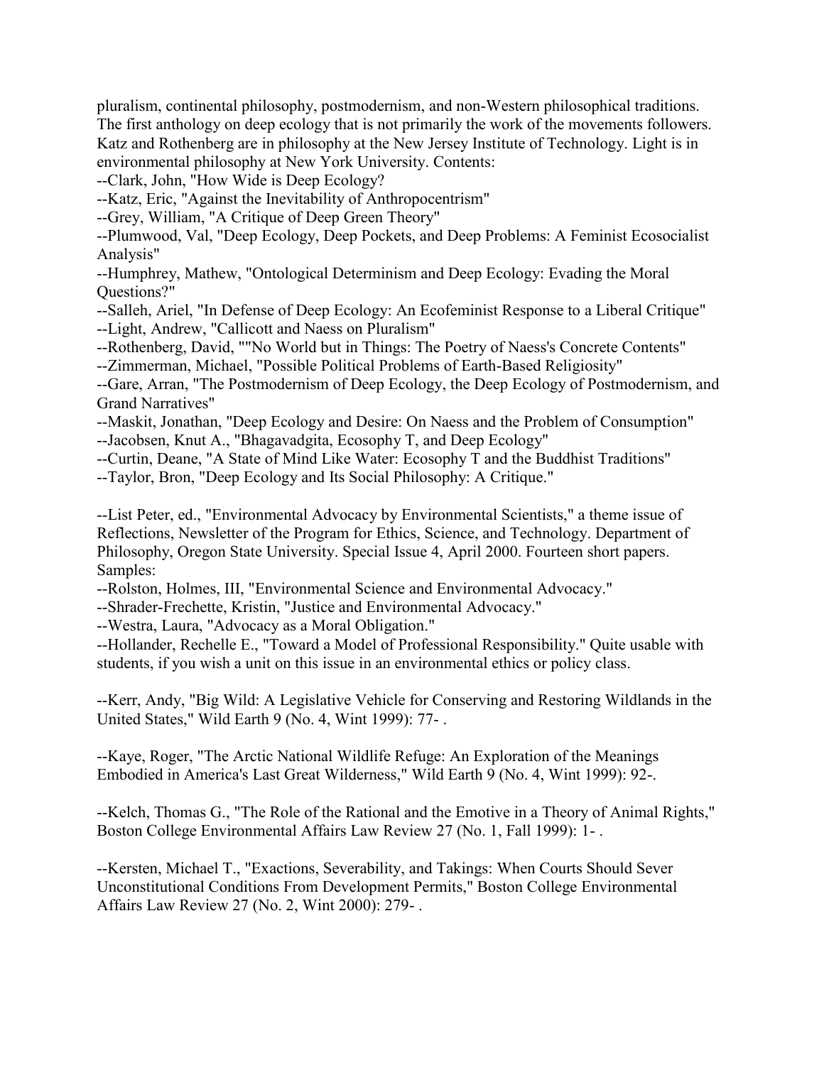pluralism, continental philosophy, postmodernism, and non-Western philosophical traditions. The first anthology on deep ecology that is not primarily the work of the movements followers. Katz and Rothenberg are in philosophy at the New Jersey Institute of Technology. Light is in environmental philosophy at New York University. Contents:

--Clark, John, "How Wide is Deep Ecology?

--Katz, Eric, "Against the Inevitability of Anthropocentrism"

--Grey, William, "A Critique of Deep Green Theory"

--Plumwood, Val, "Deep Ecology, Deep Pockets, and Deep Problems: A Feminist Ecosocialist Analysis"

--Humphrey, Mathew, "Ontological Determinism and Deep Ecology: Evading the Moral Questions?"

--Salleh, Ariel, "In Defense of Deep Ecology: An Ecofeminist Response to a Liberal Critique"

--Light, Andrew, "Callicott and Naess on Pluralism"

--Rothenberg, David, ""No World but in Things: The Poetry of Naess's Concrete Contents"

--Zimmerman, Michael, "Possible Political Problems of Earth-Based Religiosity"

--Gare, Arran, "The Postmodernism of Deep Ecology, the Deep Ecology of Postmodernism, and Grand Narratives"

--Maskit, Jonathan, "Deep Ecology and Desire: On Naess and the Problem of Consumption"

--Jacobsen, Knut A., "Bhagavadgita, Ecosophy T, and Deep Ecology"

--Curtin, Deane, "A State of Mind Like Water: Ecosophy T and the Buddhist Traditions"

--Taylor, Bron, "Deep Ecology and Its Social Philosophy: A Critique."

--List Peter, ed., "Environmental Advocacy by Environmental Scientists," a theme issue of Reflections, Newsletter of the Program for Ethics, Science, and Technology. Department of Philosophy, Oregon State University. Special Issue 4, April 2000. Fourteen short papers. Samples:

--Rolston, Holmes, III, "Environmental Science and Environmental Advocacy."

--Shrader-Frechette, Kristin, "Justice and Environmental Advocacy."

--Westra, Laura, "Advocacy as a Moral Obligation."

--Hollander, Rechelle E., "Toward a Model of Professional Responsibility." Quite usable with students, if you wish a unit on this issue in an environmental ethics or policy class.

--Kerr, Andy, "Big Wild: A Legislative Vehicle for Conserving and Restoring Wildlands in the United States," Wild Earth 9 (No. 4, Wint 1999): 77- .

--Kaye, Roger, "The Arctic National Wildlife Refuge: An Exploration of the Meanings Embodied in America's Last Great Wilderness," Wild Earth 9 (No. 4, Wint 1999): 92-.

--Kelch, Thomas G., "The Role of the Rational and the Emotive in a Theory of Animal Rights," Boston College Environmental Affairs Law Review 27 (No. 1, Fall 1999): 1- .

--Kersten, Michael T., "Exactions, Severability, and Takings: When Courts Should Sever Unconstitutional Conditions From Development Permits," Boston College Environmental Affairs Law Review 27 (No. 2, Wint 2000): 279- .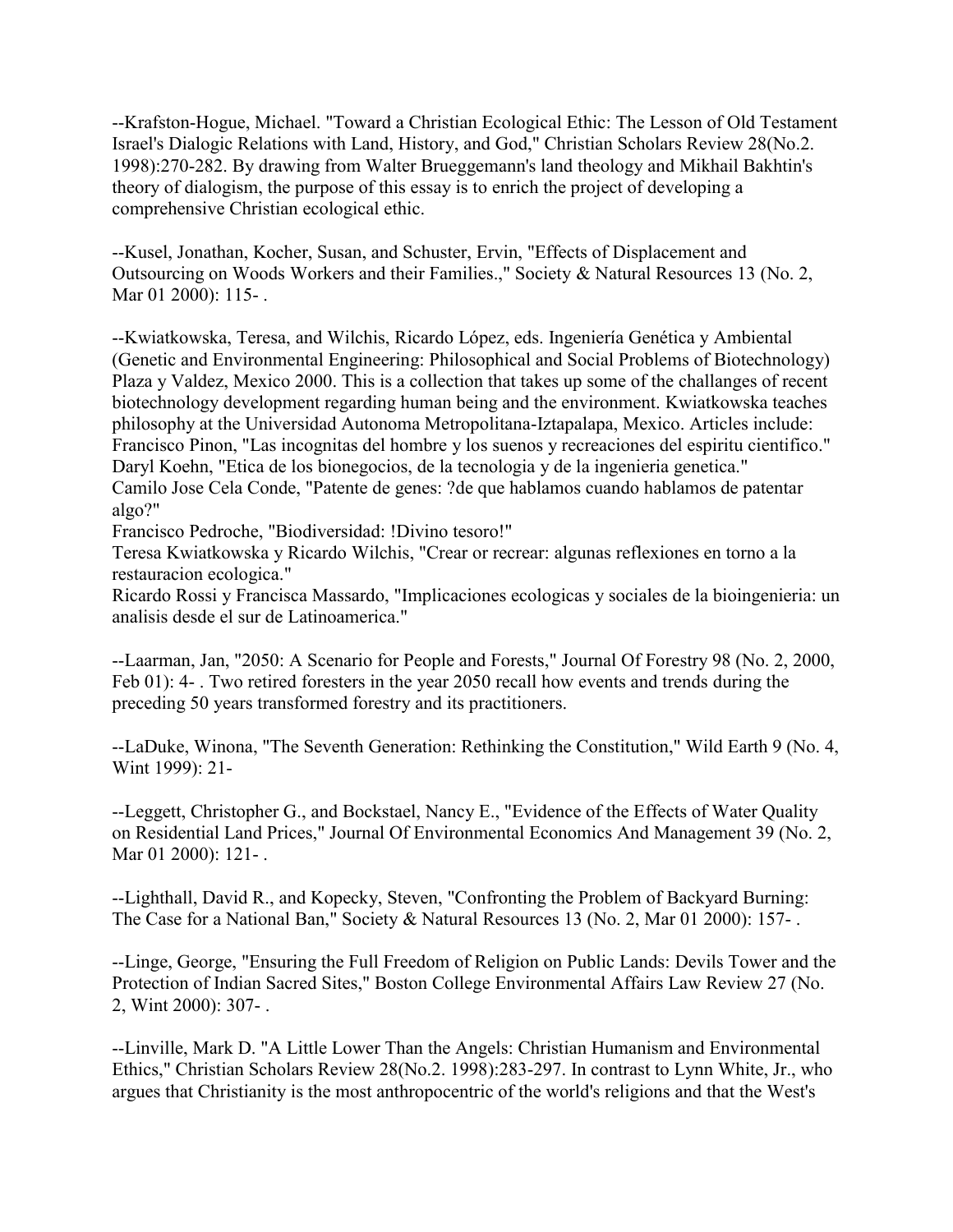--Krafston-Hogue, Michael. "Toward a Christian Ecological Ethic: The Lesson of Old Testament Israel's Dialogic Relations with Land, History, and God," Christian Scholars Review 28(No.2. 1998):270-282. By drawing from Walter Brueggemann's land theology and Mikhail Bakhtin's theory of dialogism, the purpose of this essay is to enrich the project of developing a comprehensive Christian ecological ethic.

--Kusel, Jonathan, Kocher, Susan, and Schuster, Ervin, "Effects of Displacement and Outsourcing on Woods Workers and their Families.," Society & Natural Resources 13 (No. 2, Mar 01 2000): 115- .

--Kwiatkowska, Teresa, and Wilchis, Ricardo López, eds. Ingeniería Genética y Ambiental (Genetic and Environmental Engineering: Philosophical and Social Problems of Biotechnology) Plaza y Valdez, Mexico 2000. This is a collection that takes up some of the challanges of recent biotechnology development regarding human being and the environment. Kwiatkowska teaches philosophy at the Universidad Autonoma Metropolitana-Iztapalapa, Mexico. Articles include:
Francisco Pinon, "Las incognitas del hombre y los suenos y recreaciones del espiritu cientifico."
Daryl Koehn, "Etica de los bionegocios, de la tecnologia y de la ingenieria genetica."
Camilo Jose Cela Conde, "Patente de genes: ?de que hablamos cuando hablamos de patentar algo?"
Francisco Pedroche, "Biodiversidad: !Divino tesoro!"
Teresa Kwiatkowska y Ricardo Wilchis, "Crear or recrear: algunas reflexiones en torno a la restauracion ecologica."
Ricardo Rossi y Francisca Massardo, "Implicaciones ecologicas y sociales de la bioingenieria: un analisis desde el sur de Latinoamerica."

--Laarman, Jan, "2050: A Scenario for People and Forests," Journal Of Forestry 98 (No. 2, 2000, Feb 01): 4- . Two retired foresters in the year 2050 recall how events and trends during the preceding 50 years transformed forestry and its practitioners.

--LaDuke, Winona, "The Seventh Generation: Rethinking the Constitution," Wild Earth 9 (No. 4, Wint 1999): 21-

--Leggett, Christopher G., and Bockstael, Nancy E., "Evidence of the Effects of Water Quality on Residential Land Prices," Journal Of Environmental Economics And Management 39 (No. 2, Mar 01 2000): 121- .

--Lighthall, David R., and Kopecky, Steven, "Confronting the Problem of Backyard Burning: The Case for a National Ban," Society & Natural Resources 13 (No. 2, Mar 01 2000): 157- .

--Linge, George, "Ensuring the Full Freedom of Religion on Public Lands: Devils Tower and the Protection of Indian Sacred Sites," Boston College Environmental Affairs Law Review 27 (No. 2, Wint 2000): 307- .

--Linville, Mark D. "A Little Lower Than the Angels: Christian Humanism and Environmental Ethics," Christian Scholars Review 28(No.2. 1998):283-297. In contrast to Lynn White, Jr., who argues that Christianity is the most anthropocentric of the world's religions and that the West's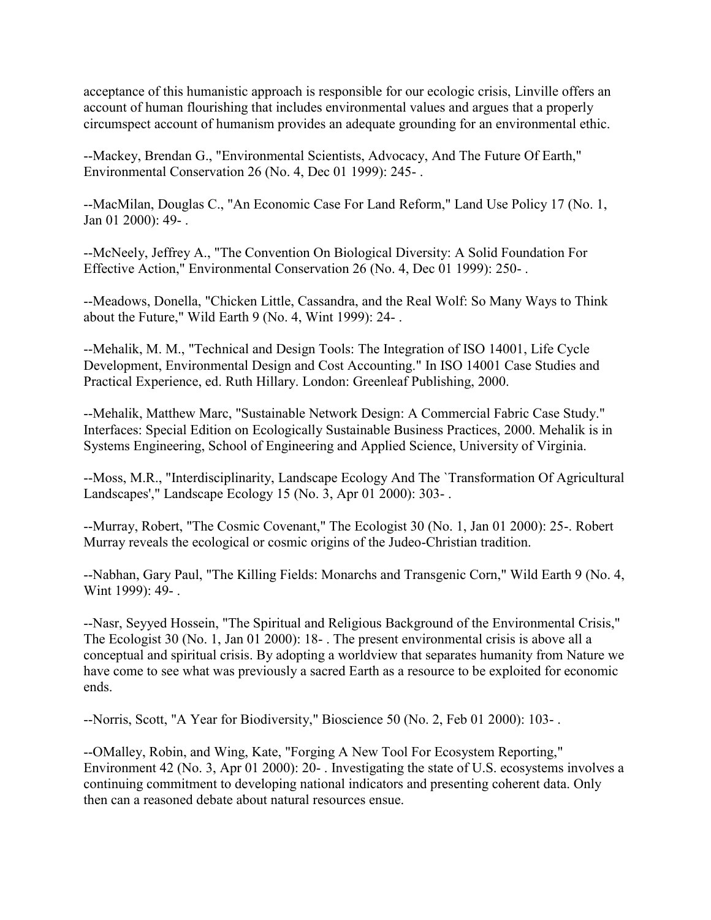acceptance of this humanistic approach is responsible for our ecologic crisis, Linville offers an account of human flourishing that includes environmental values and argues that a properly circumspect account of humanism provides an adequate grounding for an environmental ethic.

--Mackey, Brendan G., "Environmental Scientists, Advocacy, And The Future Of Earth," Environmental Conservation 26 (No. 4, Dec 01 1999): 245- .

--MacMilan, Douglas C., "An Economic Case For Land Reform," Land Use Policy 17 (No. 1, Jan 01 2000): 49- .

--McNeely, Jeffrey A., "The Convention On Biological Diversity: A Solid Foundation For Effective Action," Environmental Conservation 26 (No. 4, Dec 01 1999): 250- .

--Meadows, Donella, "Chicken Little, Cassandra, and the Real Wolf: So Many Ways to Think about the Future," Wild Earth 9 (No. 4, Wint 1999): 24- .

--Mehalik, M. M., "Technical and Design Tools: The Integration of ISO 14001, Life Cycle Development, Environmental Design and Cost Accounting." In ISO 14001 Case Studies and Practical Experience, ed. Ruth Hillary. London: Greenleaf Publishing, 2000.

--Mehalik, Matthew Marc, "Sustainable Network Design: A Commercial Fabric Case Study." Interfaces: Special Edition on Ecologically Sustainable Business Practices, 2000. Mehalik is in Systems Engineering, School of Engineering and Applied Science, University of Virginia.

--Moss, M.R., "Interdisciplinarity, Landscape Ecology And The `Transformation Of Agricultural Landscapes'," Landscape Ecology 15 (No. 3, Apr 01 2000): 303- .

--Murray, Robert, "The Cosmic Covenant," The Ecologist 30 (No. 1, Jan 01 2000): 25-. Robert Murray reveals the ecological or cosmic origins of the Judeo-Christian tradition.

--Nabhan, Gary Paul, "The Killing Fields: Monarchs and Transgenic Corn," Wild Earth 9 (No. 4, Wint 1999): 49- .

--Nasr, Seyyed Hossein, "The Spiritual and Religious Background of the Environmental Crisis," The Ecologist 30 (No. 1, Jan 01 2000): 18- . The present environmental crisis is above all a conceptual and spiritual crisis. By adopting a worldview that separates humanity from Nature we have come to see what was previously a sacred Earth as a resource to be exploited for economic ends.

--Norris, Scott, "A Year for Biodiversity," Bioscience 50 (No. 2, Feb 01 2000): 103- .

--OMalley, Robin, and Wing, Kate, "Forging A New Tool For Ecosystem Reporting," Environment 42 (No. 3, Apr 01 2000): 20- . Investigating the state of U.S. ecosystems involves a continuing commitment to developing national indicators and presenting coherent data. Only then can a reasoned debate about natural resources ensue.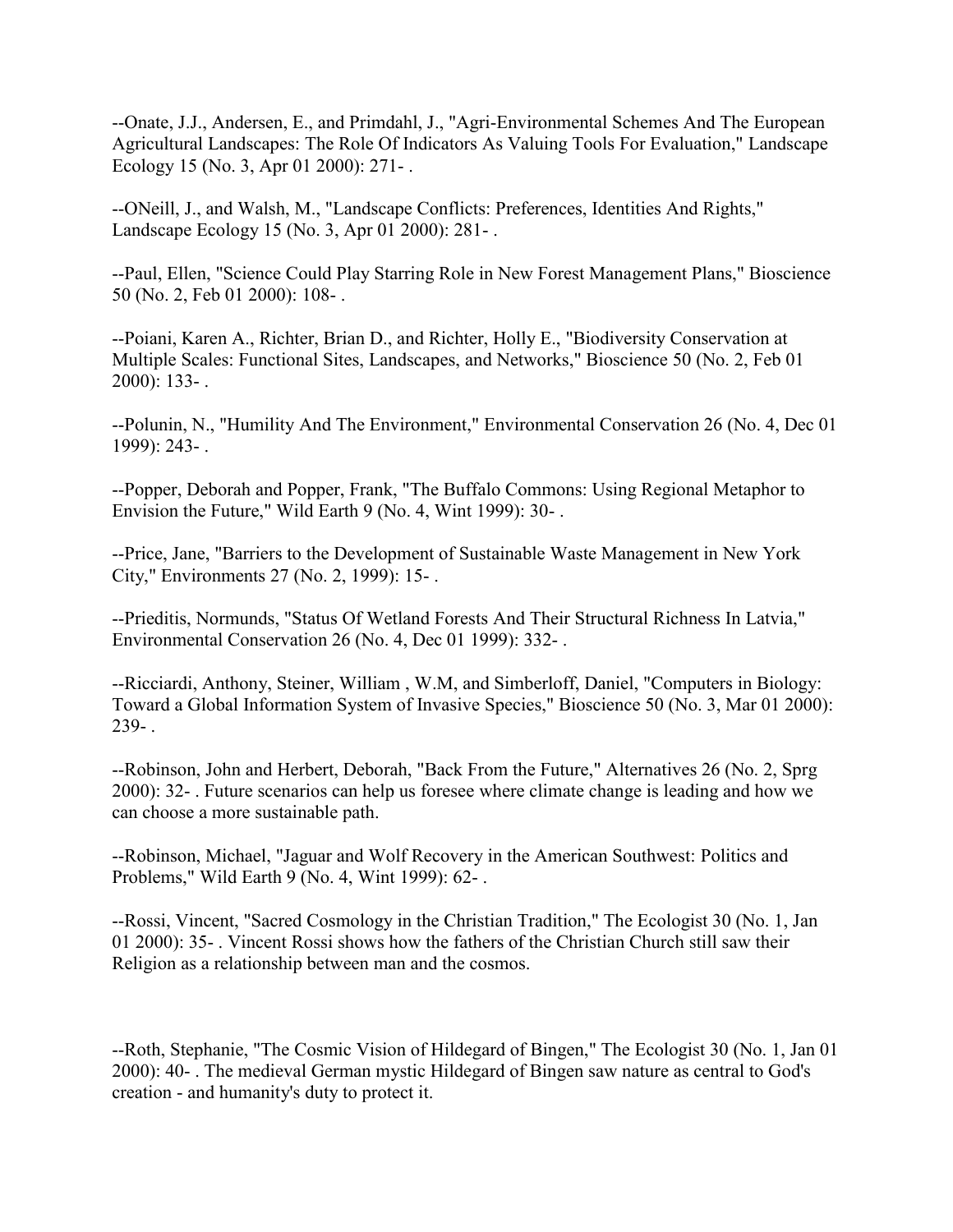--Onate, J.J., Andersen, E., and Primdahl, J., "Agri-Environmental Schemes And The European Agricultural Landscapes: The Role Of Indicators As Valuing Tools For Evaluation," Landscape Ecology 15 (No. 3, Apr 01 2000): 271- .

--ONeill, J., and Walsh, M., "Landscape Conflicts: Preferences, Identities And Rights," Landscape Ecology 15 (No. 3, Apr 01 2000): 281- .

--Paul, Ellen, "Science Could Play Starring Role in New Forest Management Plans," Bioscience 50 (No. 2, Feb 01 2000): 108- .

--Poiani, Karen A., Richter, Brian D., and Richter, Holly E., "Biodiversity Conservation at Multiple Scales: Functional Sites, Landscapes, and Networks," Bioscience 50 (No. 2, Feb 01 2000): 133- .

--Polunin, N., "Humility And The Environment," Environmental Conservation 26 (No. 4, Dec 01 1999): 243- .

--Popper, Deborah and Popper, Frank, "The Buffalo Commons: Using Regional Metaphor to Envision the Future," Wild Earth 9 (No. 4, Wint 1999): 30- .

--Price, Jane, "Barriers to the Development of Sustainable Waste Management in New York City," Environments 27 (No. 2, 1999): 15- .

--Prieditis, Normunds, "Status Of Wetland Forests And Their Structural Richness In Latvia," Environmental Conservation 26 (No. 4, Dec 01 1999): 332- .

--Ricciardi, Anthony, Steiner, William , W.M, and Simberloff, Daniel, "Computers in Biology: Toward a Global Information System of Invasive Species," Bioscience 50 (No. 3, Mar 01 2000): 239- .

--Robinson, John and Herbert, Deborah, "Back From the Future," Alternatives 26 (No. 2, Sprg 2000): 32- . Future scenarios can help us foresee where climate change is leading and how we can choose a more sustainable path.

--Robinson, Michael, "Jaguar and Wolf Recovery in the American Southwest: Politics and Problems," Wild Earth 9 (No. 4, Wint 1999): 62- .

--Rossi, Vincent, "Sacred Cosmology in the Christian Tradition," The Ecologist 30 (No. 1, Jan 01 2000): 35- . Vincent Rossi shows how the fathers of the Christian Church still saw their Religion as a relationship between man and the cosmos.

--Roth, Stephanie, "The Cosmic Vision of Hildegard of Bingen," The Ecologist 30 (No. 1, Jan 01 2000): 40- . The medieval German mystic Hildegard of Bingen saw nature as central to God's creation - and humanity's duty to protect it.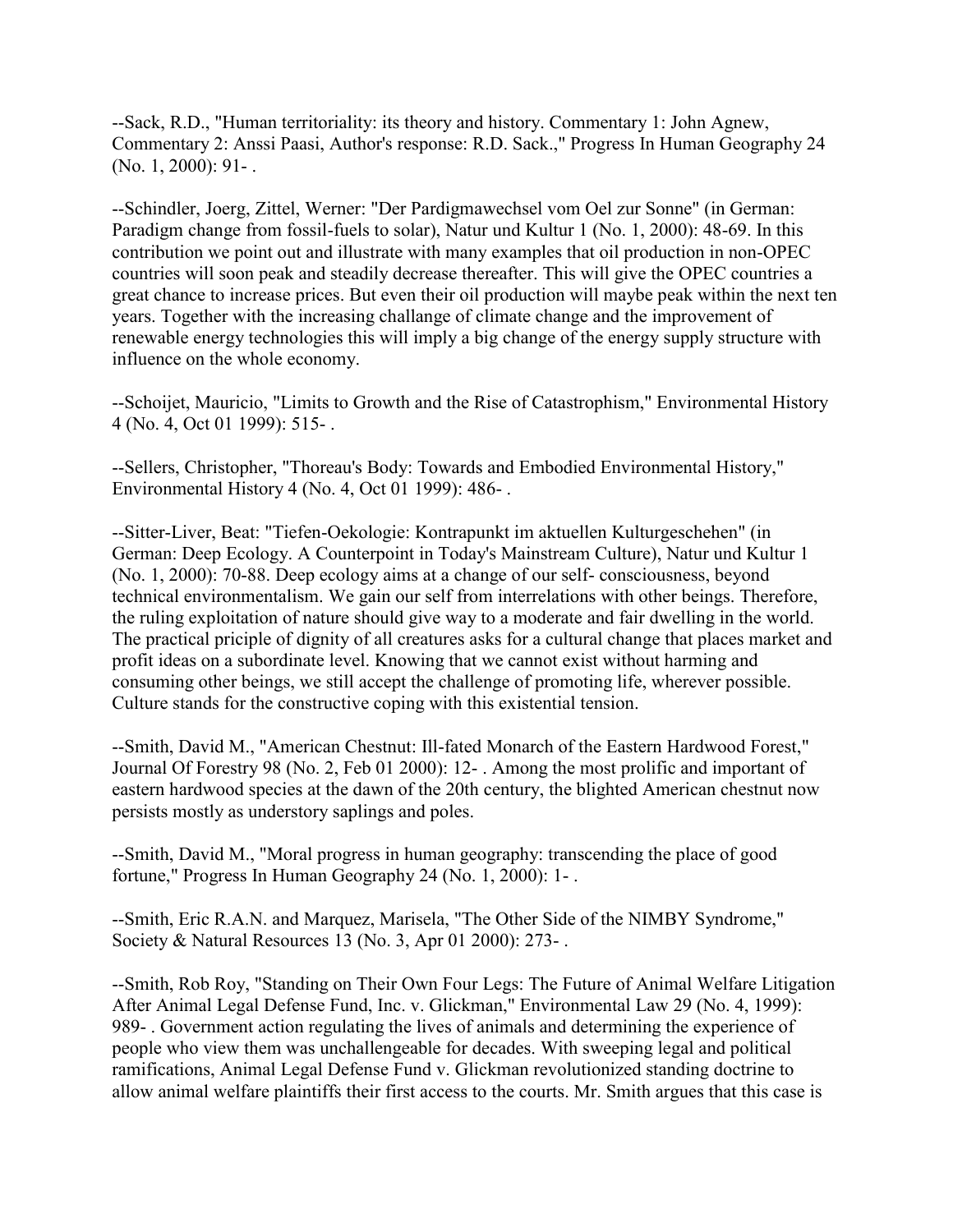--Sack, R.D., "Human territoriality: its theory and history. Commentary 1: John Agnew, Commentary 2: Anssi Paasi, Author's response: R.D. Sack.," Progress In Human Geography 24 (No. 1, 2000): 91- .

--Schindler, Joerg, Zittel, Werner: "Der Pardigmawechsel vom Oel zur Sonne" (in German: Paradigm change from fossil-fuels to solar), Natur und Kultur 1 (No. 1, 2000): 48-69. In this contribution we point out and illustrate with many examples that oil production in non-OPEC countries will soon peak and steadily decrease thereafter. This will give the OPEC countries a great chance to increase prices. But even their oil production will maybe peak within the next ten years. Together with the increasing challange of climate change and the improvement of renewable energy technologies this will imply a big change of the energy supply structure with influence on the whole economy.

--Schoijet, Mauricio, "Limits to Growth and the Rise of Catastrophism," Environmental History 4 (No. 4, Oct 01 1999): 515- .

--Sellers, Christopher, "Thoreau's Body: Towards and Embodied Environmental History," Environmental History 4 (No. 4, Oct 01 1999): 486- .

--Sitter-Liver, Beat: "Tiefen-Oekologie: Kontrapunkt im aktuellen Kulturgeschehen" (in German: Deep Ecology. A Counterpoint in Today's Mainstream Culture), Natur und Kultur 1 (No. 1, 2000): 70-88. Deep ecology aims at a change of our self- consciousness, beyond technical environmentalism. We gain our self from interrelations with other beings. Therefore, the ruling exploitation of nature should give way to a moderate and fair dwelling in the world. The practical priciple of dignity of all creatures asks for a cultural change that places market and profit ideas on a subordinate level. Knowing that we cannot exist without harming and consuming other beings, we still accept the challenge of promoting life, wherever possible. Culture stands for the constructive coping with this existential tension.

--Smith, David M., "American Chestnut: Ill-fated Monarch of the Eastern Hardwood Forest," Journal Of Forestry 98 (No. 2, Feb 01 2000): 12- . Among the most prolific and important of eastern hardwood species at the dawn of the 20th century, the blighted American chestnut now persists mostly as understory saplings and poles.

--Smith, David M., "Moral progress in human geography: transcending the place of good fortune," Progress In Human Geography 24 (No. 1, 2000): 1- .

--Smith, Eric R.A.N. and Marquez, Marisela, "The Other Side of the NIMBY Syndrome," Society & Natural Resources 13 (No. 3, Apr 01 2000): 273- .

--Smith, Rob Roy, "Standing on Their Own Four Legs: The Future of Animal Welfare Litigation After Animal Legal Defense Fund, Inc. v. Glickman," Environmental Law 29 (No. 4, 1999): 989- . Government action regulating the lives of animals and determining the experience of people who view them was unchallengeable for decades. With sweeping legal and political ramifications, Animal Legal Defense Fund v. Glickman revolutionized standing doctrine to allow animal welfare plaintiffs their first access to the courts. Mr. Smith argues that this case is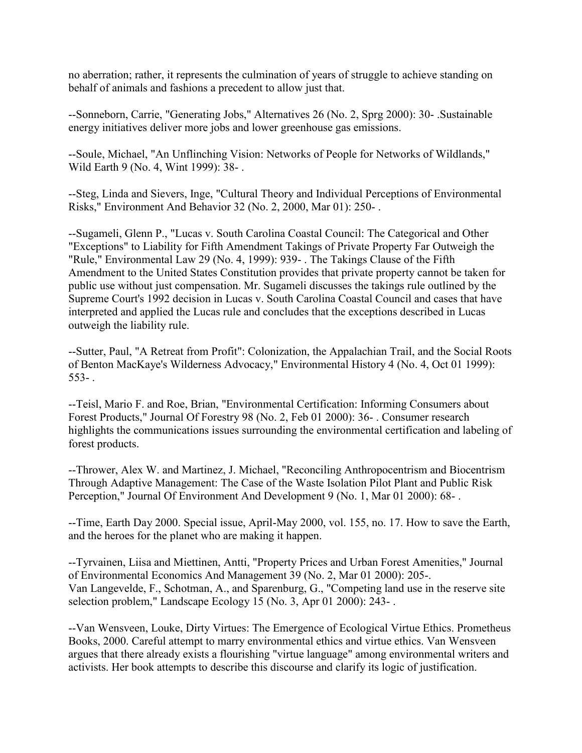no aberration; rather, it represents the culmination of years of struggle to achieve standing on behalf of animals and fashions a precedent to allow just that.

--Sonneborn, Carrie, "Generating Jobs," Alternatives 26 (No. 2, Sprg 2000): 30- .Sustainable energy initiatives deliver more jobs and lower greenhouse gas emissions.

--Soule, Michael, "An Unflinching Vision: Networks of People for Networks of Wildlands," Wild Earth 9 (No. 4, Wint 1999): 38- .

--Steg, Linda and Sievers, Inge, "Cultural Theory and Individual Perceptions of Environmental Risks," Environment And Behavior 32 (No. 2, 2000, Mar 01): 250- .

--Sugameli, Glenn P., "Lucas v. South Carolina Coastal Council: The Categorical and Other "Exceptions" to Liability for Fifth Amendment Takings of Private Property Far Outweigh the "Rule," Environmental Law 29 (No. 4, 1999): 939- . The Takings Clause of the Fifth Amendment to the United States Constitution provides that private property cannot be taken for public use without just compensation. Mr. Sugameli discusses the takings rule outlined by the Supreme Court's 1992 decision in Lucas v. South Carolina Coastal Council and cases that have interpreted and applied the Lucas rule and concludes that the exceptions described in Lucas outweigh the liability rule.

--Sutter, Paul, "A Retreat from Profit": Colonization, the Appalachian Trail, and the Social Roots of Benton MacKaye's Wilderness Advocacy," Environmental History 4 (No. 4, Oct 01 1999): 553- .

--Teisl, Mario F. and Roe, Brian, "Environmental Certification: Informing Consumers about Forest Products," Journal Of Forestry 98 (No. 2, Feb 01 2000): 36- . Consumer research highlights the communications issues surrounding the environmental certification and labeling of forest products.

--Thrower, Alex W. and Martinez, J. Michael, "Reconciling Anthropocentrism and Biocentrism Through Adaptive Management: The Case of the Waste Isolation Pilot Plant and Public Risk Perception," Journal Of Environment And Development 9 (No. 1, Mar 01 2000): 68- .

--Time, Earth Day 2000. Special issue, April-May 2000, vol. 155, no. 17. How to save the Earth, and the heroes for the planet who are making it happen.

--Tyrvainen, Liisa and Miettinen, Antti, "Property Prices and Urban Forest Amenities," Journal of Environmental Economics And Management 39 (No. 2, Mar 01 2000): 205-.
Van Langevelde, F., Schotman, A., and Sparenburg, G., "Competing land use in the reserve site selection problem," Landscape Ecology 15 (No. 3, Apr 01 2000): 243- .

--Van Wensveen, Louke, Dirty Virtues: The Emergence of Ecological Virtue Ethics. Prometheus Books, 2000. Careful attempt to marry environmental ethics and virtue ethics. Van Wensveen argues that there already exists a flourishing "virtue language" among environmental writers and activists. Her book attempts to describe this discourse and clarify its logic of justification.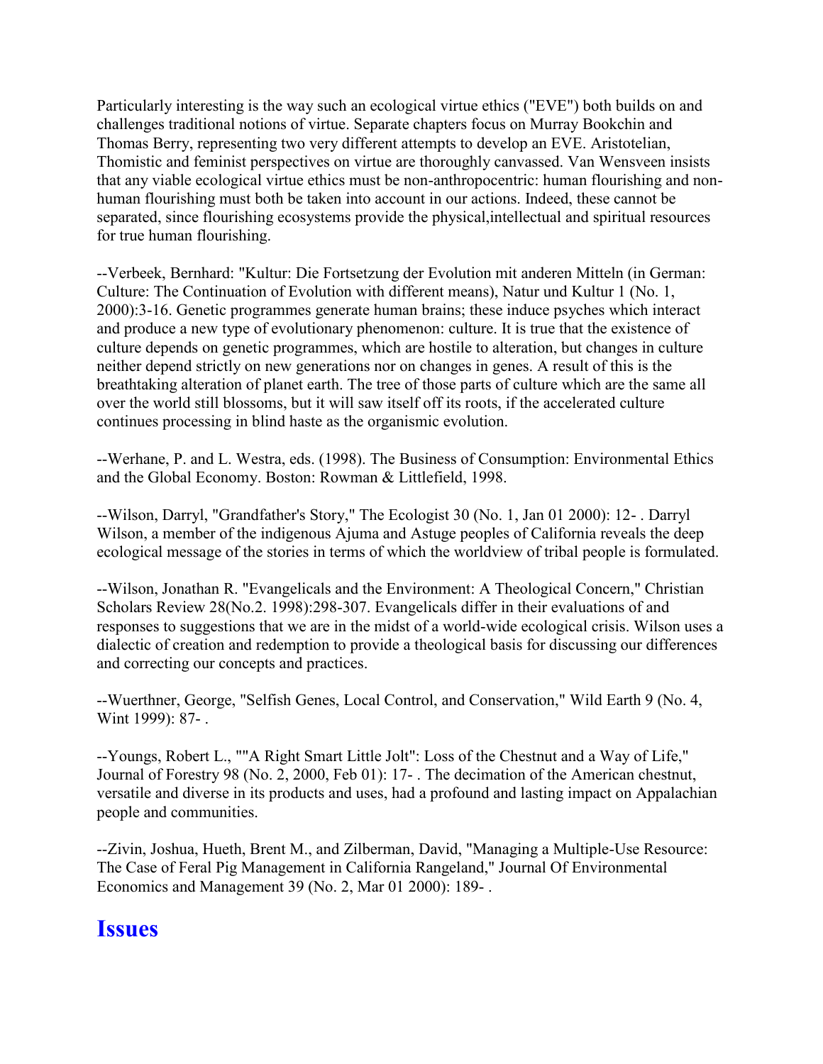Particularly interesting is the way such an ecological virtue ethics ("EVE") both builds on and challenges traditional notions of virtue. Separate chapters focus on Murray Bookchin and Thomas Berry, representing two very different attempts to develop an EVE. Aristotelian, Thomistic and feminist perspectives on virtue are thoroughly canvassed. Van Wensveen insists that any viable ecological virtue ethics must be non-anthropocentric: human flourishing and non-human flourishing must both be taken into account in our actions. Indeed, these cannot be separated, since flourishing ecosystems provide the physical,intellectual and spiritual resources for true human flourishing.

--Verbeek, Bernhard: "Kultur: Die Fortsetzung der Evolution mit anderen Mitteln (in German: Culture: The Continuation of Evolution with different means), Natur und Kultur 1 (No. 1, 2000):3-16. Genetic programmes generate human brains; these induce psyches which interact and produce a new type of evolutionary phenomenon: culture. It is true that the existence of culture depends on genetic programmes, which are hostile to alteration, but changes in culture neither depend strictly on new generations nor on changes in genes. A result of this is the breathtaking alteration of planet earth. The tree of those parts of culture which are the same all over the world still blossoms, but it will saw itself off its roots, if the accelerated culture continues processing in blind haste as the organismic evolution.

--Werhane, P. and L. Westra, eds. (1998). The Business of Consumption: Environmental Ethics and the Global Economy. Boston: Rowman & Littlefield, 1998.

--Wilson, Darryl, "Grandfather's Story," The Ecologist 30 (No. 1, Jan 01 2000): 12- . Darryl Wilson, a member of the indigenous Ajuma and Astuge peoples of California reveals the deep ecological message of the stories in terms of which the worldview of tribal people is formulated.

--Wilson, Jonathan R. "Evangelicals and the Environment: A Theological Concern," Christian Scholars Review 28(No.2. 1998):298-307. Evangelicals differ in their evaluations of and responses to suggestions that we are in the midst of a world-wide ecological crisis. Wilson uses a dialectic of creation and redemption to provide a theological basis for discussing our differences and correcting our concepts and practices.

--Wuerthner, George, "Selfish Genes, Local Control, and Conservation," Wild Earth 9 (No. 4, Wint 1999): 87- .

--Youngs, Robert L., ""A Right Smart Little Jolt": Loss of the Chestnut and a Way of Life," Journal of Forestry 98 (No. 2, 2000, Feb 01): 17- . The decimation of the American chestnut, versatile and diverse in its products and uses, had a profound and lasting impact on Appalachian people and communities.

--Zivin, Joshua, Hueth, Brent M., and Zilberman, David, "Managing a Multiple-Use Resource: The Case of Feral Pig Management in California Rangeland," Journal Of Environmental Economics and Management 39 (No. 2, Mar 01 2000): 189- .

## Issues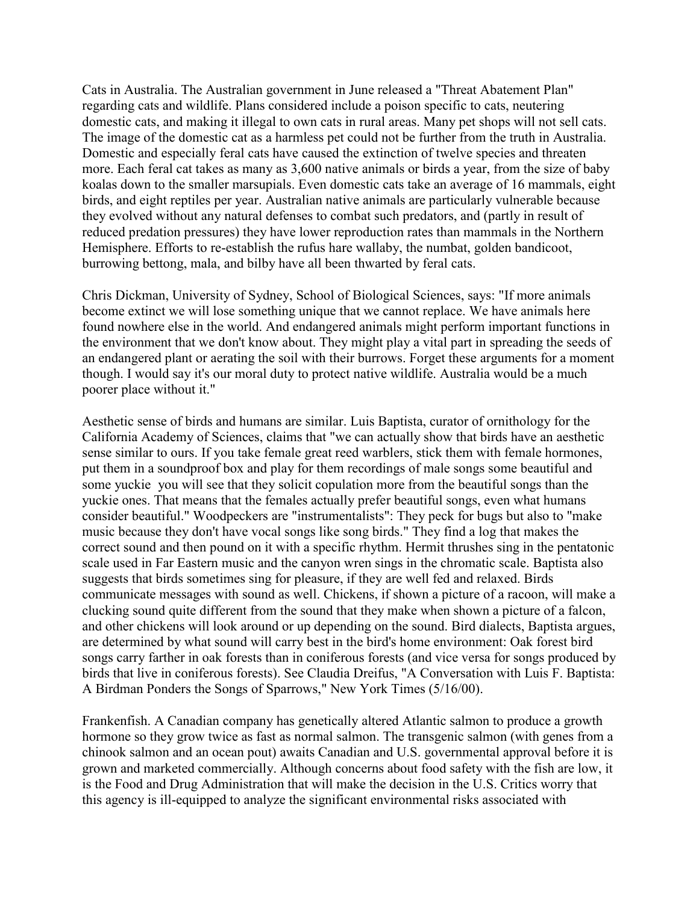Cats in Australia. The Australian government in June released a "Threat Abatement Plan" regarding cats and wildlife. Plans considered include a poison specific to cats, neutering domestic cats, and making it illegal to own cats in rural areas. Many pet shops will not sell cats. The image of the domestic cat as a harmless pet could not be further from the truth in Australia. Domestic and especially feral cats have caused the extinction of twelve species and threaten more. Each feral cat takes as many as 3,600 native animals or birds a year, from the size of baby koalas down to the smaller marsupials. Even domestic cats take an average of 16 mammals, eight birds, and eight reptiles per year. Australian native animals are particularly vulnerable because they evolved without any natural defenses to combat such predators, and (partly in result of reduced predation pressures) they have lower reproduction rates than mammals in the Northern Hemisphere. Efforts to re-establish the rufus hare wallaby, the numbat, golden bandicoot, burrowing bettong, mala, and bilby have all been thwarted by feral cats.

Chris Dickman, University of Sydney, School of Biological Sciences, says: "If more animals become extinct we will lose something unique that we cannot replace. We have animals here found nowhere else in the world. And endangered animals might perform important functions in the environment that we don't know about. They might play a vital part in spreading the seeds of an endangered plant or aerating the soil with their burrows. Forget these arguments for a moment though. I would say it's our moral duty to protect native wildlife. Australia would be a much poorer place without it."

Aesthetic sense of birds and humans are similar. Luis Baptista, curator of ornithology for the California Academy of Sciences, claims that "we can actually show that birds have an aesthetic sense similar to ours. If you take female great reed warblers, stick them with female hormones, put them in a soundproof box and play for them recordings of male songs some beautiful and some yuckie you will see that they solicit copulation more from the beautiful songs than the yuckie ones. That means that the females actually prefer beautiful songs, even what humans consider beautiful." Woodpeckers are "instrumentalists": They peck for bugs but also to "make music because they don't have vocal songs like song birds." They find a log that makes the correct sound and then pound on it with a specific rhythm. Hermit thrushes sing in the pentatonic scale used in Far Eastern music and the canyon wren sings in the chromatic scale. Baptista also suggests that birds sometimes sing for pleasure, if they are well fed and relaxed. Birds communicate messages with sound as well. Chickens, if shown a picture of a racoon, will make a clucking sound quite different from the sound that they make when shown a picture of a falcon, and other chickens will look around or up depending on the sound. Bird dialects, Baptista argues, are determined by what sound will carry best in the bird's home environment: Oak forest bird songs carry farther in oak forests than in coniferous forests (and vice versa for songs produced by birds that live in coniferous forests). See Claudia Dreifus, "A Conversation with Luis F. Baptista: A Birdman Ponders the Songs of Sparrows," New York Times (5/16/00).

Frankenfish. A Canadian company has genetically altered Atlantic salmon to produce a growth hormone so they grow twice as fast as normal salmon. The transgenic salmon (with genes from a chinook salmon and an ocean pout) awaits Canadian and U.S. governmental approval before it is grown and marketed commercially. Although concerns about food safety with the fish are low, it is the Food and Drug Administration that will make the decision in the U.S. Critics worry that this agency is ill-equipped to analyze the significant environmental risks associated with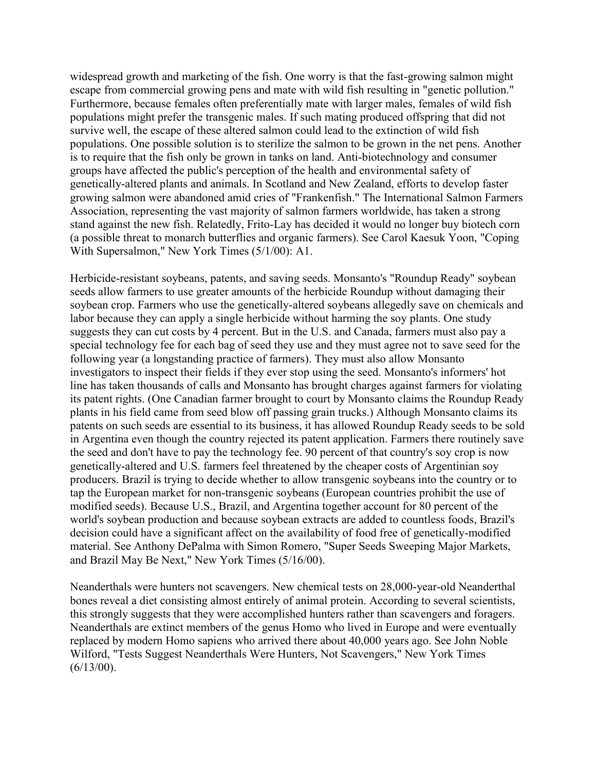widespread growth and marketing of the fish. One worry is that the fast-growing salmon might escape from commercial growing pens and mate with wild fish resulting in "genetic pollution." Furthermore, because females often preferentially mate with larger males, females of wild fish populations might prefer the transgenic males. If such mating produced offspring that did not survive well, the escape of these altered salmon could lead to the extinction of wild fish populations. One possible solution is to sterilize the salmon to be grown in the net pens. Another is to require that the fish only be grown in tanks on land. Anti-biotechnology and consumer groups have affected the public's perception of the health and environmental safety of genetically-altered plants and animals. In Scotland and New Zealand, efforts to develop faster growing salmon were abandoned amid cries of "Frankenfish." The International Salmon Farmers Association, representing the vast majority of salmon farmers worldwide, has taken a strong stand against the new fish. Relatedly, Frito-Lay has decided it would no longer buy biotech corn (a possible threat to monarch butterflies and organic farmers). See Carol Kaesuk Yoon, "Coping With Supersalmon," New York Times (5/1/00): A1.

Herbicide-resistant soybeans, patents, and saving seeds. Monsanto's "Roundup Ready" soybean seeds allow farmers to use greater amounts of the herbicide Roundup without damaging their soybean crop. Farmers who use the genetically-altered soybeans allegedly save on chemicals and labor because they can apply a single herbicide without harming the soy plants. One study suggests they can cut costs by 4 percent. But in the U.S. and Canada, farmers must also pay a special technology fee for each bag of seed they use and they must agree not to save seed for the following year (a longstanding practice of farmers). They must also allow Monsanto investigators to inspect their fields if they ever stop using the seed. Monsanto's informers' hot line has taken thousands of calls and Monsanto has brought charges against farmers for violating its patent rights. (One Canadian farmer brought to court by Monsanto claims the Roundup Ready plants in his field came from seed blow off passing grain trucks.) Although Monsanto claims its patents on such seeds are essential to its business, it has allowed Roundup Ready seeds to be sold in Argentina even though the country rejected its patent application. Farmers there routinely save the seed and don't have to pay the technology fee. 90 percent of that country's soy crop is now genetically-altered and U.S. farmers feel threatened by the cheaper costs of Argentinian soy producers. Brazil is trying to decide whether to allow transgenic soybeans into the country or to tap the European market for non-transgenic soybeans (European countries prohibit the use of modified seeds). Because U.S., Brazil, and Argentina together account for 80 percent of the world's soybean production and because soybean extracts are added to countless foods, Brazil's decision could have a significant affect on the availability of food free of genetically-modified material. See Anthony DePalma with Simon Romero, "Super Seeds Sweeping Major Markets, and Brazil May Be Next," New York Times (5/16/00).

Neanderthals were hunters not scavengers. New chemical tests on 28,000-year-old Neanderthal bones reveal a diet consisting almost entirely of animal protein. According to several scientists, this strongly suggests that they were accomplished hunters rather than scavengers and foragers. Neanderthals are extinct members of the genus Homo who lived in Europe and were eventually replaced by modern Homo sapiens who arrived there about 40,000 years ago. See John Noble Wilford, "Tests Suggest Neanderthals Were Hunters, Not Scavengers," New York Times (6/13/00).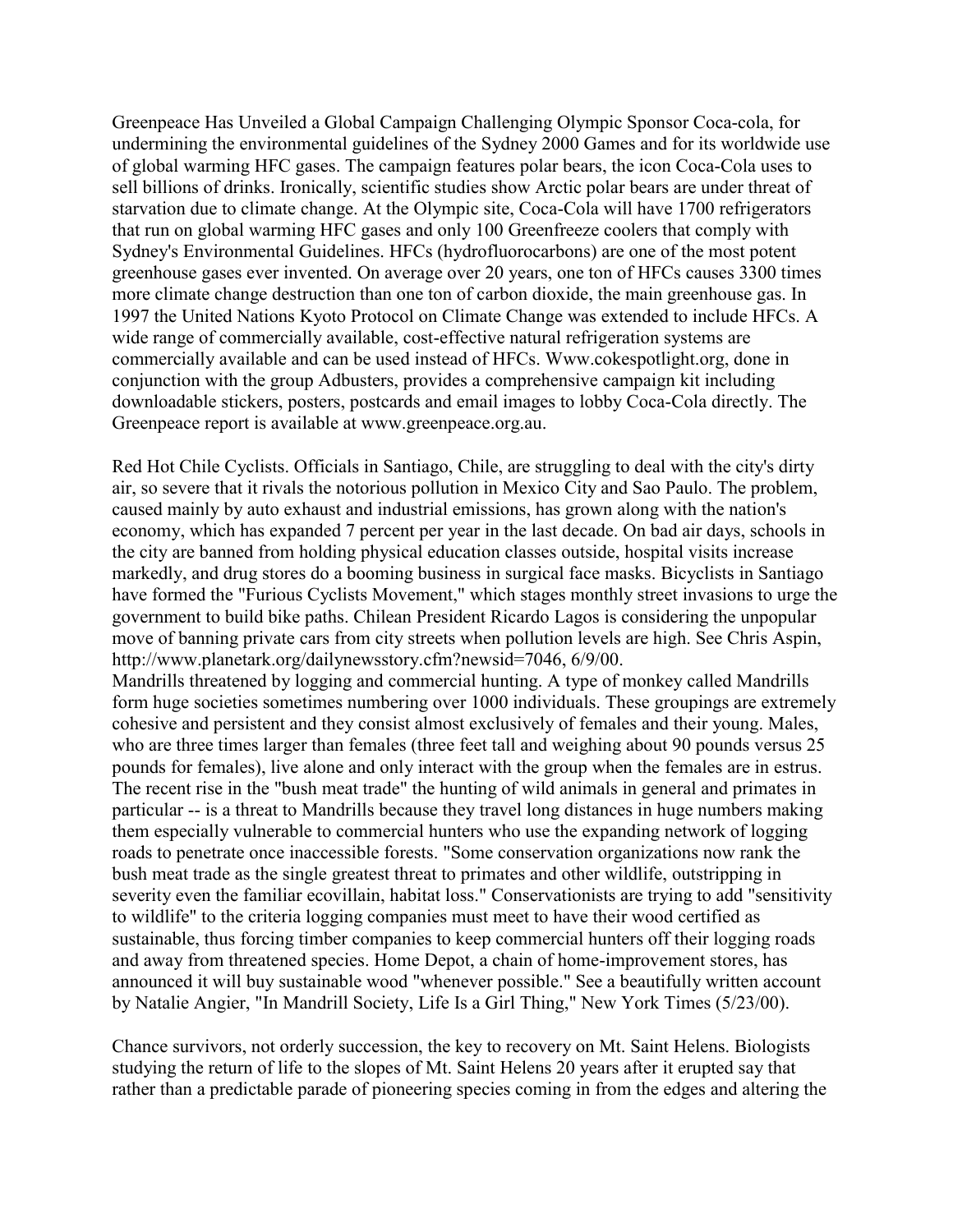Greenpeace Has Unveiled a Global Campaign Challenging Olympic Sponsor Coca-cola, for undermining the environmental guidelines of the Sydney 2000 Games and for its worldwide use of global warming HFC gases. The campaign features polar bears, the icon Coca-Cola uses to sell billions of drinks. Ironically, scientific studies show Arctic polar bears are under threat of starvation due to climate change. At the Olympic site, Coca-Cola will have 1700 refrigerators that run on global warming HFC gases and only 100 Greenfreeze coolers that comply with Sydney's Environmental Guidelines. HFCs (hydrofluorocarbons) are one of the most potent greenhouse gases ever invented. On average over 20 years, one ton of HFCs causes 3300 times more climate change destruction than one ton of carbon dioxide, the main greenhouse gas. In 1997 the United Nations Kyoto Protocol on Climate Change was extended to include HFCs. A wide range of commercially available, cost-effective natural refrigeration systems are commercially available and can be used instead of HFCs. Www.cokespotlight.org, done in conjunction with the group Adbusters, provides a comprehensive campaign kit including downloadable stickers, posters, postcards and email images to lobby Coca-Cola directly. The Greenpeace report is available at www.greenpeace.org.au.

Red Hot Chile Cyclists. Officials in Santiago, Chile, are struggling to deal with the city's dirty air, so severe that it rivals the notorious pollution in Mexico City and Sao Paulo. The problem, caused mainly by auto exhaust and industrial emissions, has grown along with the nation's economy, which has expanded 7 percent per year in the last decade. On bad air days, schools in the city are banned from holding physical education classes outside, hospital visits increase markedly, and drug stores do a booming business in surgical face masks. Bicyclists in Santiago have formed the "Furious Cyclists Movement," which stages monthly street invasions to urge the government to build bike paths. Chilean President Ricardo Lagos is considering the unpopular move of banning private cars from city streets when pollution levels are high. See Chris Aspin, http://www.planetark.org/dailynewsstory.cfm?newsid=7046, 6/9/00.

Mandrills threatened by logging and commercial hunting. A type of monkey called Mandrills form huge societies sometimes numbering over 1000 individuals. These groupings are extremely cohesive and persistent and they consist almost exclusively of females and their young. Males, who are three times larger than females (three feet tall and weighing about 90 pounds versus 25 pounds for females), live alone and only interact with the group when the females are in estrus. The recent rise in the "bush meat trade" the hunting of wild animals in general and primates in particular -- is a threat to Mandrills because they travel long distances in huge numbers making them especially vulnerable to commercial hunters who use the expanding network of logging roads to penetrate once inaccessible forests. "Some conservation organizations now rank the bush meat trade as the single greatest threat to primates and other wildlife, outstripping in severity even the familiar ecovillain, habitat loss." Conservationists are trying to add "sensitivity to wildlife" to the criteria logging companies must meet to have their wood certified as sustainable, thus forcing timber companies to keep commercial hunters off their logging roads and away from threatened species. Home Depot, a chain of home-improvement stores, has announced it will buy sustainable wood "whenever possible." See a beautifully written account by Natalie Angier, "In Mandrill Society, Life Is a Girl Thing," New York Times (5/23/00).

Chance survivors, not orderly succession, the key to recovery on Mt. Saint Helens. Biologists studying the return of life to the slopes of Mt. Saint Helens 20 years after it erupted say that rather than a predictable parade of pioneering species coming in from the edges and altering the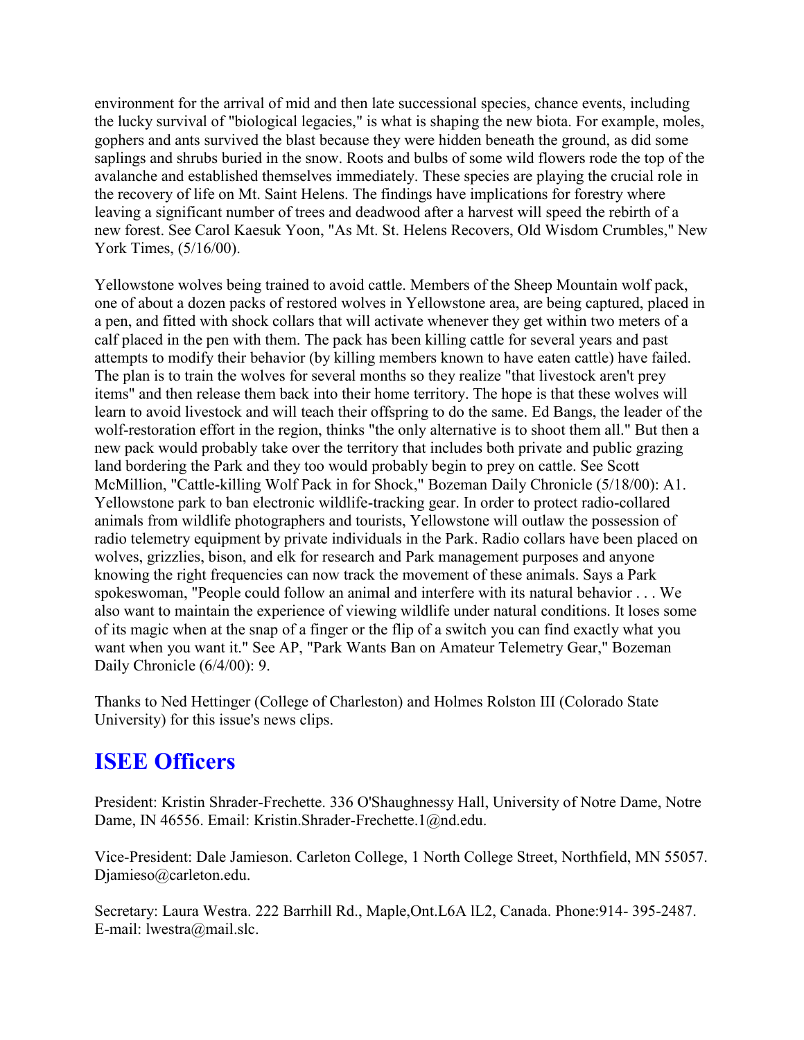environment for the arrival of mid and then late successional species, chance events, including the lucky survival of "biological legacies," is what is shaping the new biota. For example, moles, gophers and ants survived the blast because they were hidden beneath the ground, as did some saplings and shrubs buried in the snow. Roots and bulbs of some wild flowers rode the top of the avalanche and established themselves immediately. These species are playing the crucial role in the recovery of life on Mt. Saint Helens. The findings have implications for forestry where leaving a significant number of trees and deadwood after a harvest will speed the rebirth of a new forest. See Carol Kaesuk Yoon, "As Mt. St. Helens Recovers, Old Wisdom Crumbles," New York Times, (5/16/00).

Yellowstone wolves being trained to avoid cattle. Members of the Sheep Mountain wolf pack, one of about a dozen packs of restored wolves in Yellowstone area, are being captured, placed in a pen, and fitted with shock collars that will activate whenever they get within two meters of a calf placed in the pen with them. The pack has been killing cattle for several years and past attempts to modify their behavior (by killing members known to have eaten cattle) have failed. The plan is to train the wolves for several months so they realize "that livestock aren't prey items" and then release them back into their home territory. The hope is that these wolves will learn to avoid livestock and will teach their offspring to do the same. Ed Bangs, the leader of the wolf-restoration effort in the region, thinks "the only alternative is to shoot them all." But then a new pack would probably take over the territory that includes both private and public grazing land bordering the Park and they too would probably begin to prey on cattle. See Scott McMillion, "Cattle-killing Wolf Pack in for Shock," Bozeman Daily Chronicle (5/18/00): A1.
Yellowstone park to ban electronic wildlife-tracking gear. In order to protect radio-collared animals from wildlife photographers and tourists, Yellowstone will outlaw the possession of radio telemetry equipment by private individuals in the Park. Radio collars have been placed on wolves, grizzlies, bison, and elk for research and Park management purposes and anyone knowing the right frequencies can now track the movement of these animals. Says a Park spokeswoman, "People could follow an animal and interfere with its natural behavior . . . We also want to maintain the experience of viewing wildlife under natural conditions. It loses some of its magic when at the snap of a finger or the flip of a switch you can find exactly what you want when you want it." See AP, "Park Wants Ban on Amateur Telemetry Gear," Bozeman Daily Chronicle (6/4/00): 9.

Thanks to Ned Hettinger (College of Charleston) and Holmes Rolston III (Colorado State University) for this issue's news clips.

## ISEE Officers

President: Kristin Shrader-Frechette. 336 O'Shaughnessy Hall, University of Notre Dame, Notre Dame, IN 46556. Email: Kristin.Shrader-Frechette.1@nd.edu.

Vice-President: Dale Jamieson. Carleton College, 1 North College Street, Northfield, MN 55057. Djamieso@carleton.edu.

Secretary: Laura Westra. 222 Barrhill Rd., Maple,Ont.L6A lL2, Canada. Phone:914- 395-2487. E-mail: lwestra@mail.slc.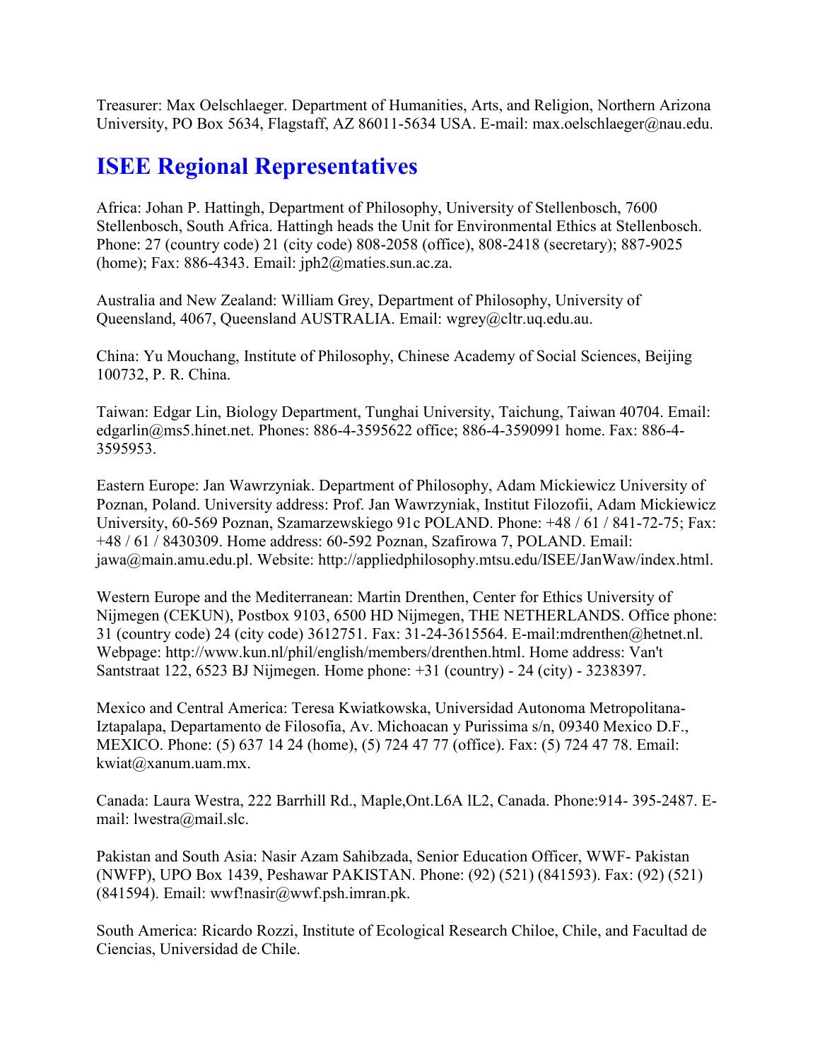Treasurer: Max Oelschlaeger. Department of Humanities, Arts, and Religion, Northern Arizona University, PO Box 5634, Flagstaff, AZ 86011-5634 USA. E-mail: max.oelschlaeger@nau.edu.

## ISEE Regional Representatives

Africa: Johan P. Hattingh, Department of Philosophy, University of Stellenbosch, 7600 Stellenbosch, South Africa. Hattingh heads the Unit for Environmental Ethics at Stellenbosch. Phone: 27 (country code) 21 (city code) 808-2058 (office), 808-2418 (secretary); 887-9025 (home); Fax: 886-4343. Email: jph2@maties.sun.ac.za.

Australia and New Zealand: William Grey, Department of Philosophy, University of Queensland, 4067, Queensland AUSTRALIA. Email: wgrey@cltr.uq.edu.au.

China: Yu Mouchang, Institute of Philosophy, Chinese Academy of Social Sciences, Beijing 100732, P. R. China.

Taiwan: Edgar Lin, Biology Department, Tunghai University, Taichung, Taiwan 40704. Email: edgarlin@ms5.hinet.net. Phones: 886-4-3595622 office; 886-4-3590991 home. Fax: 886-4-3595953.

Eastern Europe: Jan Wawrzyniak. Department of Philosophy, Adam Mickiewicz University of Poznan, Poland. University address: Prof. Jan Wawrzyniak, Institut Filozofii, Adam Mickiewicz University, 60-569 Poznan, Szamarzewskiego 91c POLAND. Phone: +48 / 61 / 841-72-75; Fax: +48 / 61 / 8430309. Home address: 60-592 Poznan, Szafirowa 7, POLAND. Email: jawa@main.amu.edu.pl. Website: http://appliedphilosophy.mtsu.edu/ISEE/JanWaw/index.html.

Western Europe and the Mediterranean: Martin Drenthen, Center for Ethics University of Nijmegen (CEKUN), Postbox 9103, 6500 HD Nijmegen, THE NETHERLANDS. Office phone: 31 (country code) 24 (city code) 3612751. Fax: 31-24-3615564. E-mail:mdrenthen@hetnet.nl. Webpage: http://www.kun.nl/phil/english/members/drenthen.html. Home address: Van't Santstraat 122, 6523 BJ Nijmegen. Home phone: +31 (country) - 24 (city) - 3238397.

Mexico and Central America: Teresa Kwiatkowska, Universidad Autonoma Metropolitana-Iztapalapa, Departamento de Filosofia, Av. Michoacan y Purissima s/n, 09340 Mexico D.F., MEXICO. Phone: (5) 637 14 24 (home), (5) 724 47 77 (office). Fax: (5) 724 47 78. Email: kwiat@xanum.uam.mx.

Canada: Laura Westra, 222 Barrhill Rd., Maple,Ont.L6A lL2, Canada. Phone:914- 395-2487. E-mail: lwestra@mail.slc.

Pakistan and South Asia: Nasir Azam Sahibzada, Senior Education Officer, WWF- Pakistan (NWFP), UPO Box 1439, Peshawar PAKISTAN. Phone: (92) (521) (841593). Fax: (92) (521) (841594). Email: wwf!nasir@wwf.psh.imran.pk.

South America: Ricardo Rozzi, Institute of Ecological Research Chiloe, Chile, and Facultad de Ciencias, Universidad de Chile.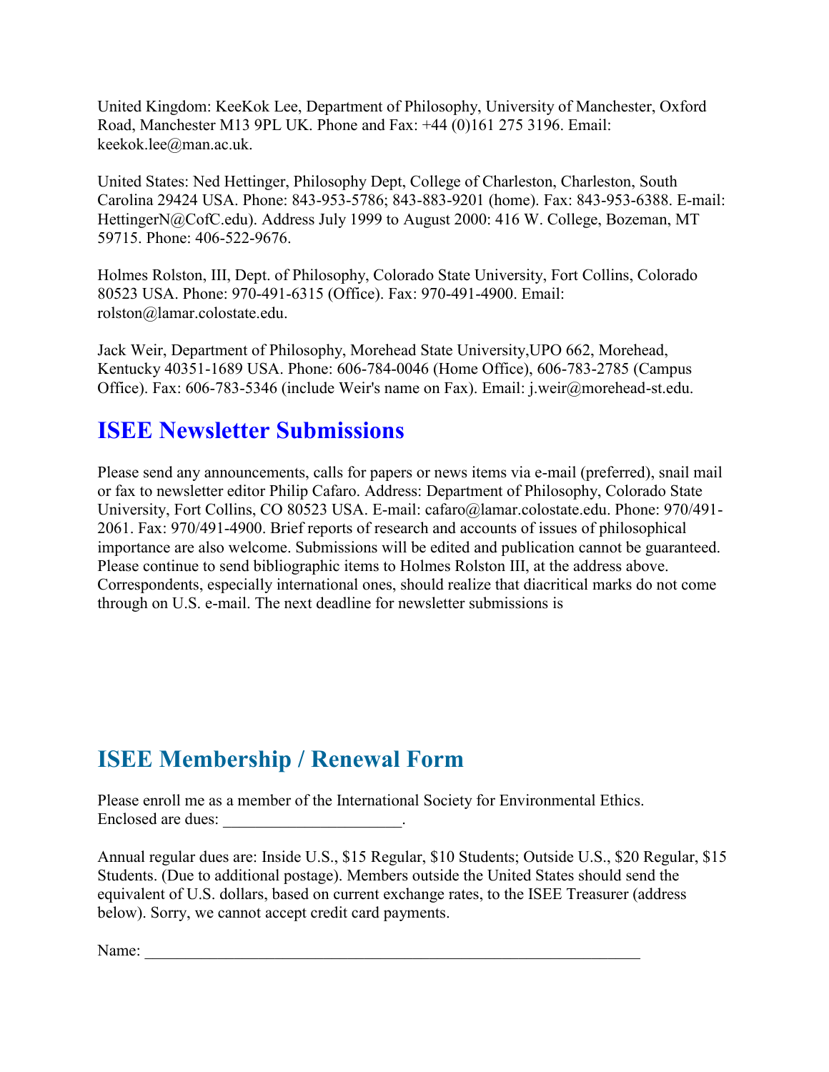United Kingdom: KeeKok Lee, Department of Philosophy, University of Manchester, Oxford Road, Manchester M13 9PL UK. Phone and Fax: +44 (0)161 275 3196. Email: keekok.lee@man.ac.uk.

United States: Ned Hettinger, Philosophy Dept, College of Charleston, Charleston, South Carolina 29424 USA. Phone: 843-953-5786; 843-883-9201 (home). Fax: 843-953-6388. E-mail: HettingerN@CofC.edu). Address July 1999 to August 2000: 416 W. College, Bozeman, MT 59715. Phone: 406-522-9676.

Holmes Rolston, III, Dept. of Philosophy, Colorado State University, Fort Collins, Colorado 80523 USA. Phone: 970-491-6315 (Office). Fax: 970-491-4900. Email: rolston@lamar.colostate.edu.

Jack Weir, Department of Philosophy, Morehead State University,UPO 662, Morehead, Kentucky 40351-1689 USA. Phone: 606-784-0046 (Home Office), 606-783-2785 (Campus Office). Fax: 606-783-5346 (include Weir's name on Fax). Email: j.weir@morehead-st.edu.

## ISEE Newsletter Submissions

Please send any announcements, calls for papers or news items via e-mail (preferred), snail mail or fax to newsletter editor Philip Cafaro. Address: Department of Philosophy, Colorado State University, Fort Collins, CO 80523 USA. E-mail: cafaro@lamar.colostate.edu. Phone: 970/491-2061. Fax: 970/491-4900. Brief reports of research and accounts of issues of philosophical importance are also welcome. Submissions will be edited and publication cannot be guaranteed. Please continue to send bibliographic items to Holmes Rolston III, at the address above. Correspondents, especially international ones, should realize that diacritical marks do not come through on U.S. e-mail. The next deadline for newsletter submissions is

## ISEE Membership / Renewal Form

Please enroll me as a member of the International Society for Environmental Ethics.
Enclosed are dues: ______________________.

Annual regular dues are: Inside U.S., $15 Regular, $10 Students; Outside U.S., $20 Regular, $15 Students. (Due to additional postage). Members outside the United States should send the equivalent of U.S. dollars, based on current exchange rates, to the ISEE Treasurer (address below). Sorry, we cannot accept credit card payments.

Name: ______________________________________________________________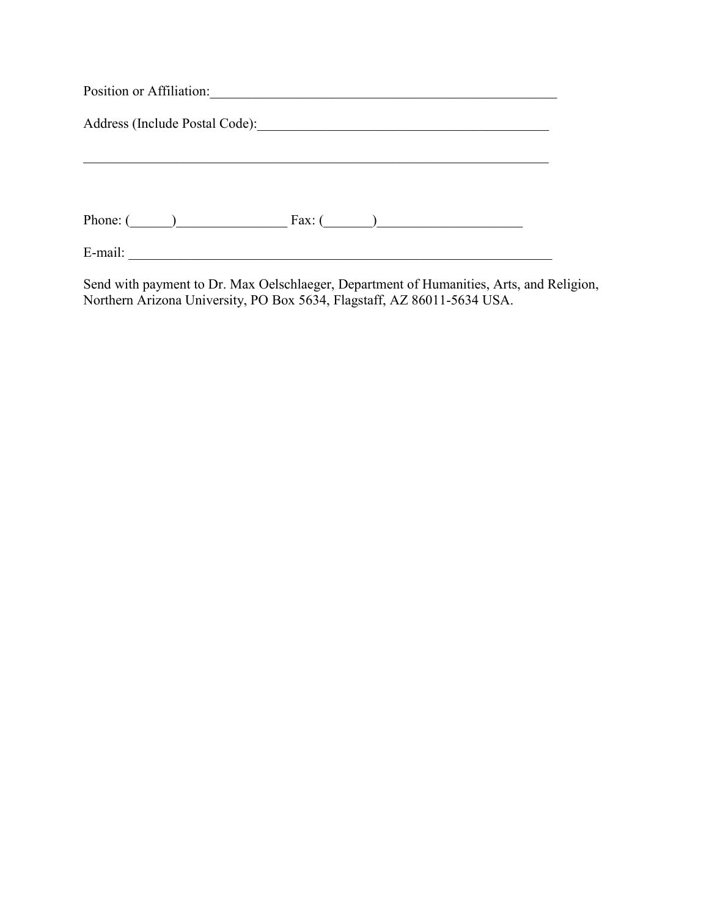Position or Affiliation:_____________________________________________________

Address (Include Postal Code):__________________________________________

______________________________________________________________________

Phone: (______)________________ Fax: (_______)_____________________

E-mail: _______________________________________________________________

Send with payment to Dr. Max Oelschlaeger, Department of Humanities, Arts, and Religion, Northern Arizona University, PO Box 5634, Flagstaff, AZ 86011-5634 USA.